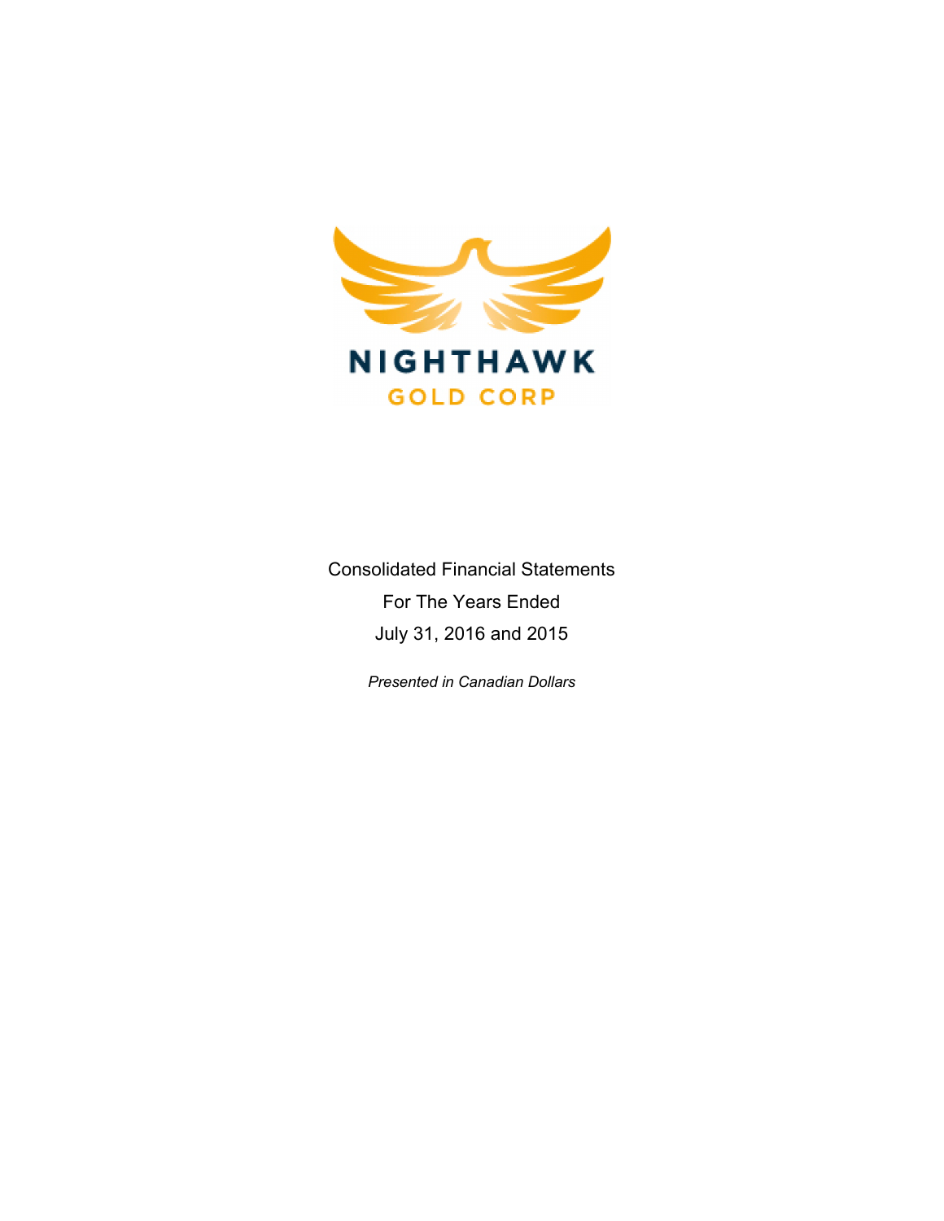NIGHTHAWK

GOLD CORP

Consolidated Financial Statements

For The Years Ended

July 31, 2016 and 2015

*Presented in Canadian Dollars*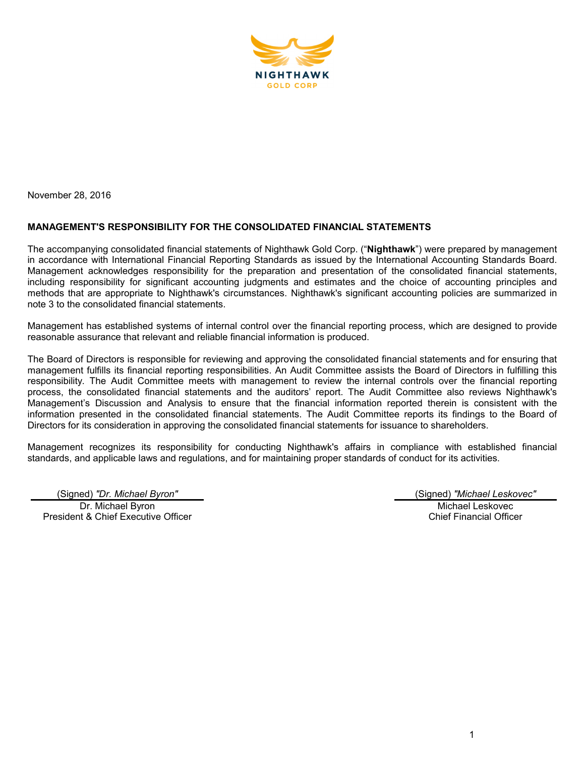NIGHTHAWK GOLD CORP

November 28, 2016

## MANAGEMENT'S RESPONSIBILITY FOR THE CONSOLIDATED FINANCIAL STATEMENTS

The accompanying consolidated financial statements of Nighthawk Gold Corp. ("**Nighthawk**") were prepared by management in accordance with International Financial Reporting Standards as issued by the International Accounting Standards Board. Management acknowledges responsibility for the preparation and presentation of the consolidated financial statements, including responsibility for significant accounting judgments and estimates and the choice of accounting principles and methods that are appropriate to Nighthawk's circumstances. Nighthawk's significant accounting policies are summarized in note 3 to the consolidated financial statements.

Management has established systems of internal control over the financial reporting process, which are designed to provide reasonable assurance that relevant and reliable financial information is produced.

The Board of Directors is responsible for reviewing and approving the consolidated financial statements and for ensuring that management fulfills its financial reporting responsibilities. An Audit Committee assists the Board of Directors in fulfilling this responsibility. The Audit Committee meets with management to review the internal controls over the financial reporting process, the consolidated financial statements and the auditors' report. The Audit Committee also reviews Nighthawk's Management's Discussion and Analysis to ensure that the financial information reported therein is consistent with the information presented in the consolidated financial statements. The Audit Committee reports its findings to the Board of Directors for its consideration in approving the consolidated financial statements for issuance to shareholders.

Management recognizes its responsibility for conducting Nighthawk's affairs in compliance with established financial standards, and applicable laws and regulations, and for maintaining proper standards of conduct for its activities.

(Signed) *"Dr. Michael Byron"*
Dr. Michael Byron
President & Chief Executive Officer

(Signed) *"Michael Leskovec"*
Michael Leskovec
Chief Financial Officer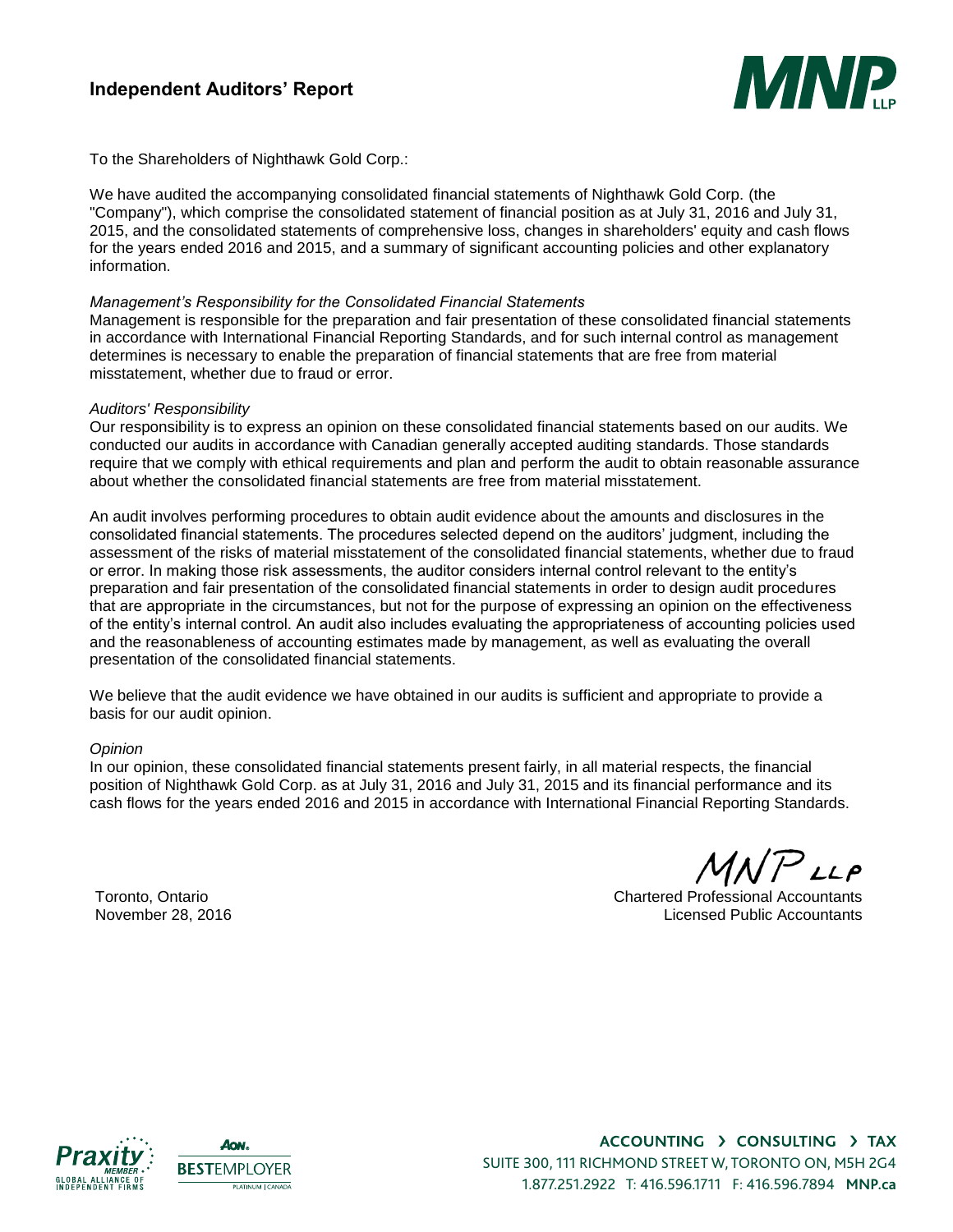# Independent Auditors' Report

To the Shareholders of Nighthawk Gold Corp.:

We have audited the accompanying consolidated financial statements of Nighthawk Gold Corp. (the "Company"), which comprise the consolidated statement of financial position as at July 31, 2016 and July 31, 2015, and the consolidated statements of comprehensive loss, changes in shareholders' equity and cash flows for the years ended 2016 and 2015, and a summary of significant accounting policies and other explanatory information.

*Management's Responsibility for the Consolidated Financial Statements*

Management is responsible for the preparation and fair presentation of these consolidated financial statements in accordance with International Financial Reporting Standards, and for such internal control as management determines is necessary to enable the preparation of financial statements that are free from material misstatement, whether due to fraud or error.

*Auditors' Responsibility*

Our responsibility is to express an opinion on these consolidated financial statements based on our audits. We conducted our audits in accordance with Canadian generally accepted auditing standards. Those standards require that we comply with ethical requirements and plan and perform the audit to obtain reasonable assurance about whether the consolidated financial statements are free from material misstatement.

An audit involves performing procedures to obtain audit evidence about the amounts and disclosures in the consolidated financial statements. The procedures selected depend on the auditors' judgment, including the assessment of the risks of material misstatement of the consolidated financial statements, whether due to fraud or error. In making those risk assessments, the auditor considers internal control relevant to the entity's preparation and fair presentation of the consolidated financial statements in order to design audit procedures that are appropriate in the circumstances, but not for the purpose of expressing an opinion on the effectiveness of the entity's internal control. An audit also includes evaluating the appropriateness of accounting policies used and the reasonableness of accounting estimates made by management, as well as evaluating the overall presentation of the consolidated financial statements.

We believe that the audit evidence we have obtained in our audits is sufficient and appropriate to provide a basis for our audit opinion.

*Opinion*

In our opinion, these consolidated financial statements present fairly, in all material respects, the financial position of Nighthawk Gold Corp. as at July 31, 2016 and July 31, 2015 and its financial performance and its cash flows for the years ended 2016 and 2015 in accordance with International Financial Reporting Standards.

MNP LLP

Chartered Professional Accountants
Licensed Public Accountants

Toronto, Ontario
November 28, 2016

ACCOUNTING › CONSULTING › TAX
SUITE 300, 111 RICHMOND STREET W, TORONTO ON, M5H 2G4
1.877.251.2922 T: 416.596.1711 F: 416.596.7894 MNP.ca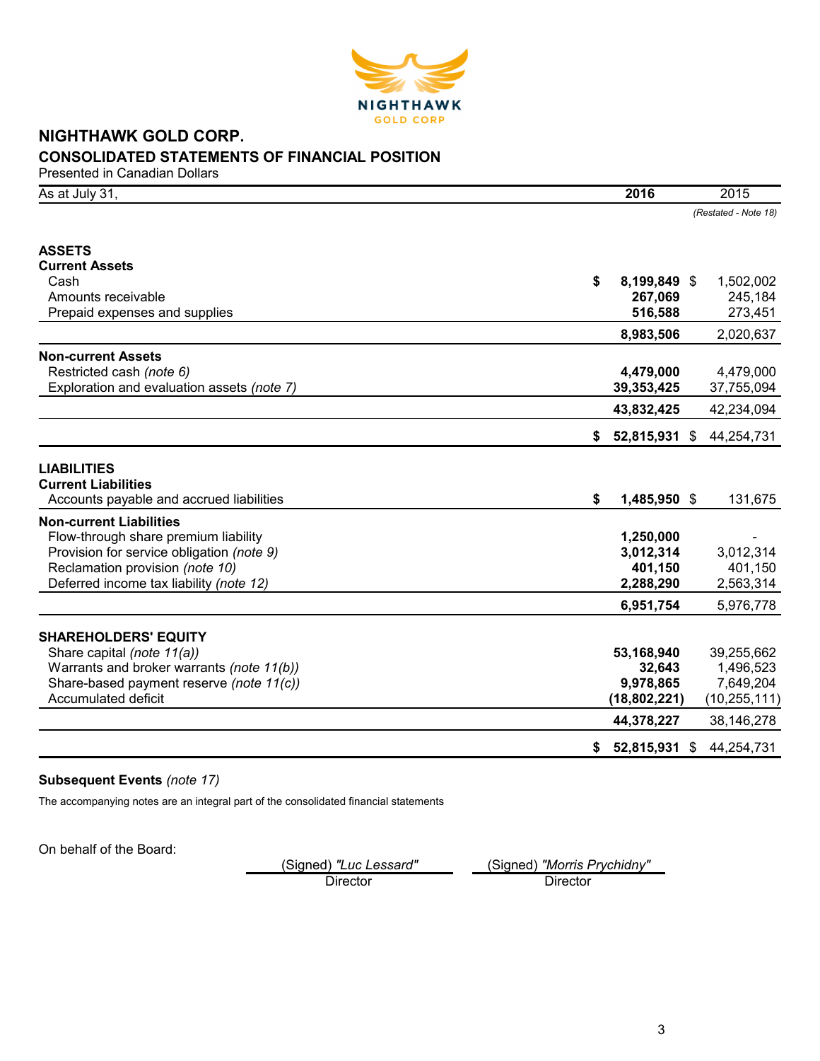# NIGHTHAWK GOLD CORP.

## CONSOLIDATED STATEMENTS OF FINANCIAL POSITION

Presented in Canadian Dollars

| As at July 31, | 2016 | 2015 |
|---|---|---|
| | | *(Restated - Note 18)* |
| **ASSETS** | | |
| **Current Assets** | | |
| Cash | **$ 8,199,849** | $ 1,502,002 |
| Amounts receivable | **267,069** | 245,184 |
| Prepaid expenses and supplies | **516,588** | 273,451 |
| | **8,983,506** | 2,020,637 |
| **Non-current Assets** | | |
| Restricted cash *(note 6)* | **4,479,000** | 4,479,000 |
| Exploration and evaluation assets *(note 7)* | **39,353,425** | 37,755,094 |
| | **43,832,425** | 42,234,094 |
| | **$ 52,815,931** | $ 44,254,731 |
| **LIABILITIES** | | |
| **Current Liabilities** | | |
| Accounts payable and accrued liabilities | **$ 1,485,950** | $ 131,675 |
| **Non-current Liabilities** | | |
| Flow-through share premium liability | **1,250,000** | - |
| Provision for service obligation *(note 9)* | **3,012,314** | 3,012,314 |
| Reclamation provision *(note 10)* | **401,150** | 401,150 |
| Deferred income tax liability *(note 12)* | **2,288,290** | 2,563,314 |
| | **6,951,754** | 5,976,778 |
| **SHAREHOLDERS' EQUITY** | | |
| Share capital *(note 11(a))* | **53,168,940** | 39,255,662 |
| Warrants and broker warrants *(note 11(b))* | **32,643** | 1,496,523 |
| Share-based payment reserve *(note 11(c))* | **9,978,865** | 7,649,204 |
| Accumulated deficit | **(18,802,221)** | (10,255,111) |
| | **44,378,227** | 38,146,278 |
| | **$ 52,815,931** | $ 44,254,731 |

**Subsequent Events** *(note 17)*

The accompanying notes are an integral part of the consolidated financial statements

On behalf of the Board:

(Signed) *"Luc Lessard"*
Director

(Signed) *"Morris Prychidny"*
Director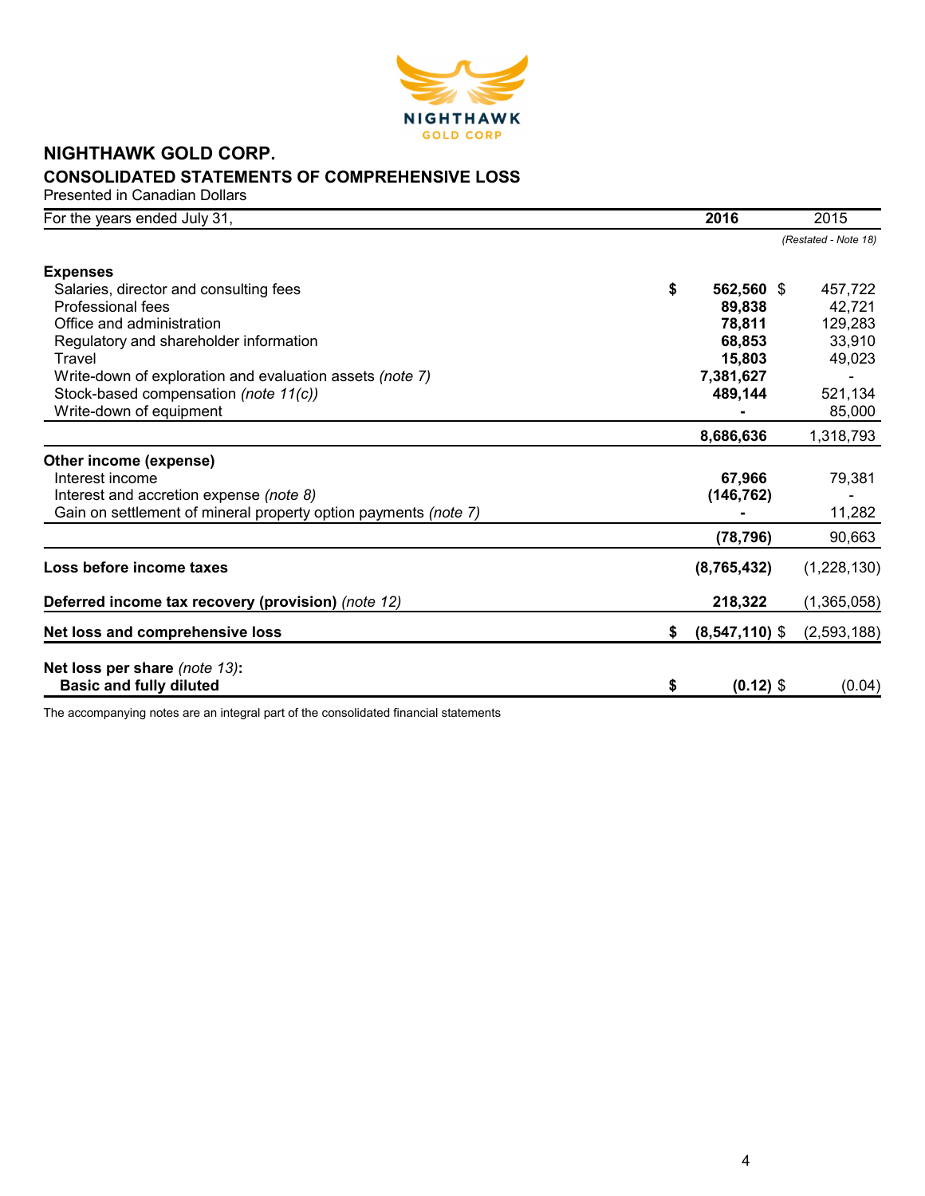# NIGHTHAWK GOLD CORP.

## CONSOLIDATED STATEMENTS OF COMPREHENSIVE LOSS

Presented in Canadian Dollars

| For the years ended July 31, | 2016 | 2015 |
|---|---|---|
| | | *(Restated - Note 18)* |
| **Expenses** | | |
| Salaries, director and consulting fees | **$ 562,560** | $ 457,722 |
| Professional fees | **89,838** | 42,721 |
| Office and administration | **78,811** | 129,283 |
| Regulatory and shareholder information | **68,853** | 33,910 |
| Travel | **15,803** | 49,023 |
| Write-down of exploration and evaluation assets *(note 7)* | **7,381,627** | - |
| Stock-based compensation *(note 11(c))* | **489,144** | 521,134 |
| Write-down of equipment | **-** | 85,000 |
| | **8,686,636** | 1,318,793 |
| **Other income (expense)** | | |
| Interest income | **67,966** | 79,381 |
| Interest and accretion expense *(note 8)* | **(146,762)** | - |
| Gain on settlement of mineral property option payments *(note 7)* | **-** | 11,282 |
| | **(78,796)** | 90,663 |
| **Loss before income taxes** | **(8,765,432)** | (1,228,130) |
| **Deferred income tax recovery (provision)** *(note 12)* | **218,322** | (1,365,058) |
| **Net loss and comprehensive loss** | **$ (8,547,110)** | $ (2,593,188) |
| **Net loss per share** *(note 13)*: | | |
| **Basic and fully diluted** | **$ (0.12)** | $ (0.04) |

The accompanying notes are an integral part of the consolidated financial statements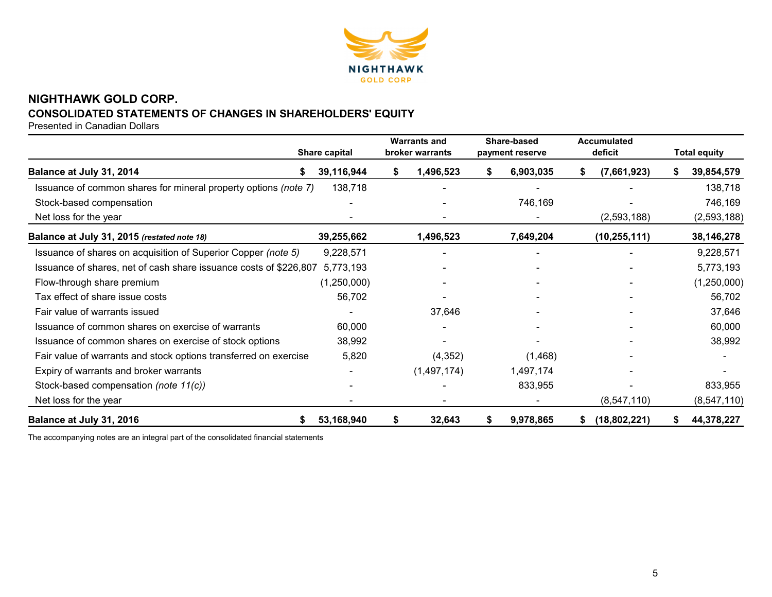# NIGHTHAWK GOLD CORP.

## CONSOLIDATED STATEMENTS OF CHANGES IN SHAREHOLDERS' EQUITY

Presented in Canadian Dollars

| | Share capital | Warrants and broker warrants | Share-based payment reserve | Accumulated deficit | Total equity |
|---|---|---|---|---|---|
| **Balance at July 31, 2014** | **$ 39,116,944** | **$ 1,496,523** | **$ 6,903,035** | **$ (7,661,923)** | **$ 39,854,579** |
| Issuance of common shares for mineral property options *(note 7)* | 138,718 | - | - | - | 138,718 |
| Stock-based compensation | - | - | 746,169 | - | 746,169 |
| Net loss for the year | - | - | - | (2,593,188) | (2,593,188) |
| **Balance at July 31, 2015** ***(restated note 18)*** | **39,255,662** | **1,496,523** | **7,649,204** | **(10,255,111)** | **38,146,278** |
| Issuance of shares on acquisition of Superior Copper *(note 5)* | 9,228,571 | - | - | - | 9,228,571 |
| Issuance of shares, net of cash share issuance costs of $226,807 | 5,773,193 | - | - | - | 5,773,193 |
| Flow-through share premium | (1,250,000) | - | - | - | (1,250,000) |
| Tax effect of share issue costs | 56,702 | - | - | - | 56,702 |
| Fair value of warrants issued | - | 37,646 | - | - | 37,646 |
| Issuance of common shares on exercise of warrants | 60,000 | - | - | - | 60,000 |
| Issuance of common shares on exercise of stock options | 38,992 | - | - | - | 38,992 |
| Fair value of warrants and stock options transferred on exercise | 5,820 | (4,352) | (1,468) | - | - |
| Expiry of warrants and broker warrants | - | (1,497,174) | 1,497,174 | - | - |
| Stock-based compensation *(note 11(c))* | - | - | 833,955 | - | 833,955 |
| Net loss for the year | - | - | - | (8,547,110) | (8,547,110) |
| **Balance at July 31, 2016** | **$ 53,168,940** | **$ 32,643** | **$ 9,978,865** | **$ (18,802,221)** | **$ 44,378,227** |

The accompanying notes are an integral part of the consolidated financial statements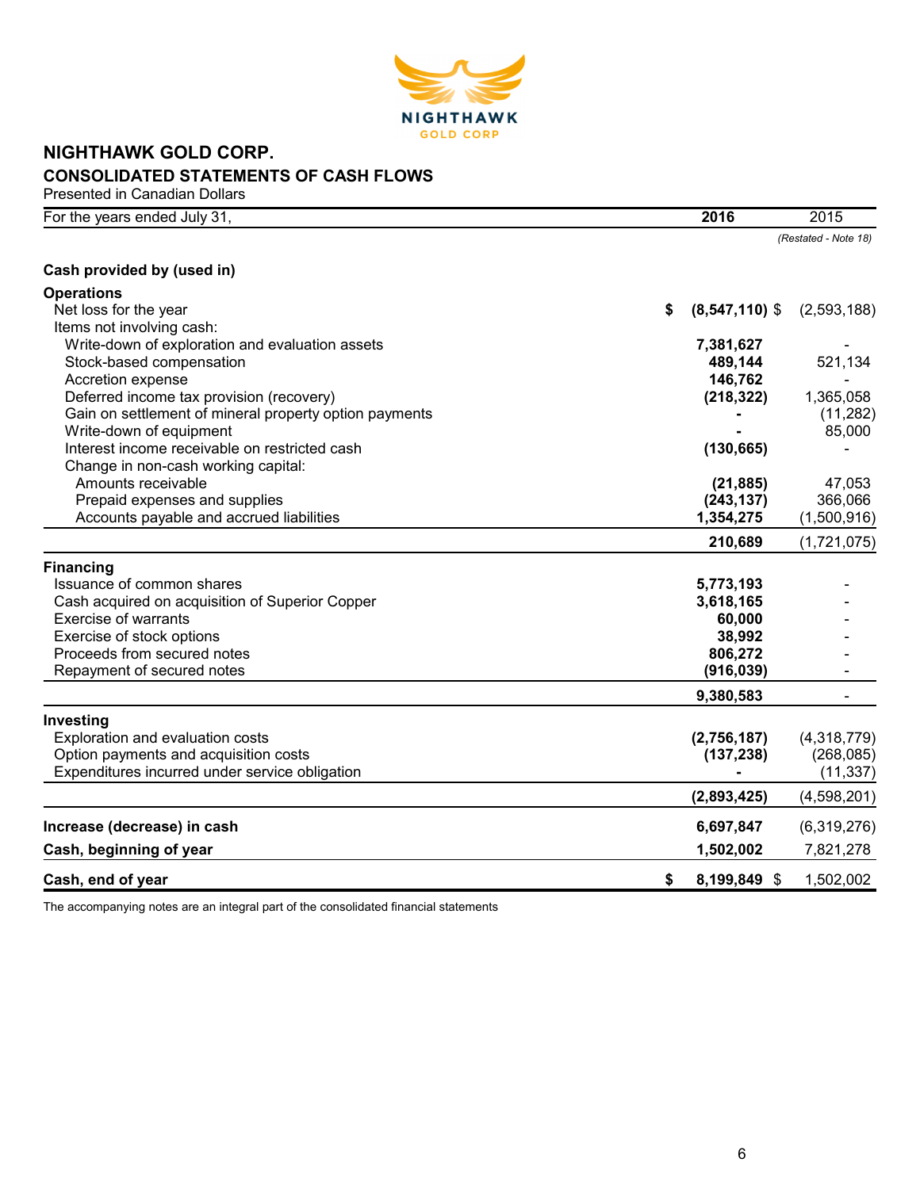# NIGHTHAWK GOLD CORP.

## CONSOLIDATED STATEMENTS OF CASH FLOWS

Presented in Canadian Dollars

| For the years ended July 31, | 2016 | 2015 |
|---|---|---|
| | | *(Restated - Note 18)* |
| **Cash provided by (used in)** | | |
| **Operations** | | |
| Net loss for the year | **$ (8,547,110)** | $ (2,593,188) |
| Items not involving cash: | | |
| Write-down of exploration and evaluation assets | **7,381,627** | - |
| Stock-based compensation | **489,144** | 521,134 |
| Accretion expense | **146,762** | - |
| Deferred income tax provision (recovery) | **(218,322)** | 1,365,058 |
| Gain on settlement of mineral property option payments | **-** | (11,282) |
| Write-down of equipment | **-** | 85,000 |
| Interest income receivable on restricted cash | **(130,665)** | - |
| Change in non-cash working capital: | | |
| Amounts receivable | **(21,885)** | 47,053 |
| Prepaid expenses and supplies | **(243,137)** | 366,066 |
| Accounts payable and accrued liabilities | **1,354,275** | (1,500,916) |
| | **210,689** | (1,721,075) |
| **Financing** | | |
| Issuance of common shares | **5,773,193** | - |
| Cash acquired on acquisition of Superior Copper | **3,618,165** | - |
| Exercise of warrants | **60,000** | - |
| Exercise of stock options | **38,992** | - |
| Proceeds from secured notes | **806,272** | - |
| Repayment of secured notes | **(916,039)** | - |
| | **9,380,583** | - |
| **Investing** | | |
| Exploration and evaluation costs | **(2,756,187)** | (4,318,779) |
| Option payments and acquisition costs | **(137,238)** | (268,085) |
| Expenditures incurred under service obligation | **-** | (11,337) |
| | **(2,893,425)** | (4,598,201) |
| **Increase (decrease) in cash** | **6,697,847** | (6,319,276) |
| **Cash, beginning of year** | **1,502,002** | 7,821,278 |
| **Cash, end of year** | **$ 8,199,849** | $ 1,502,002 |

The accompanying notes are an integral part of the consolidated financial statements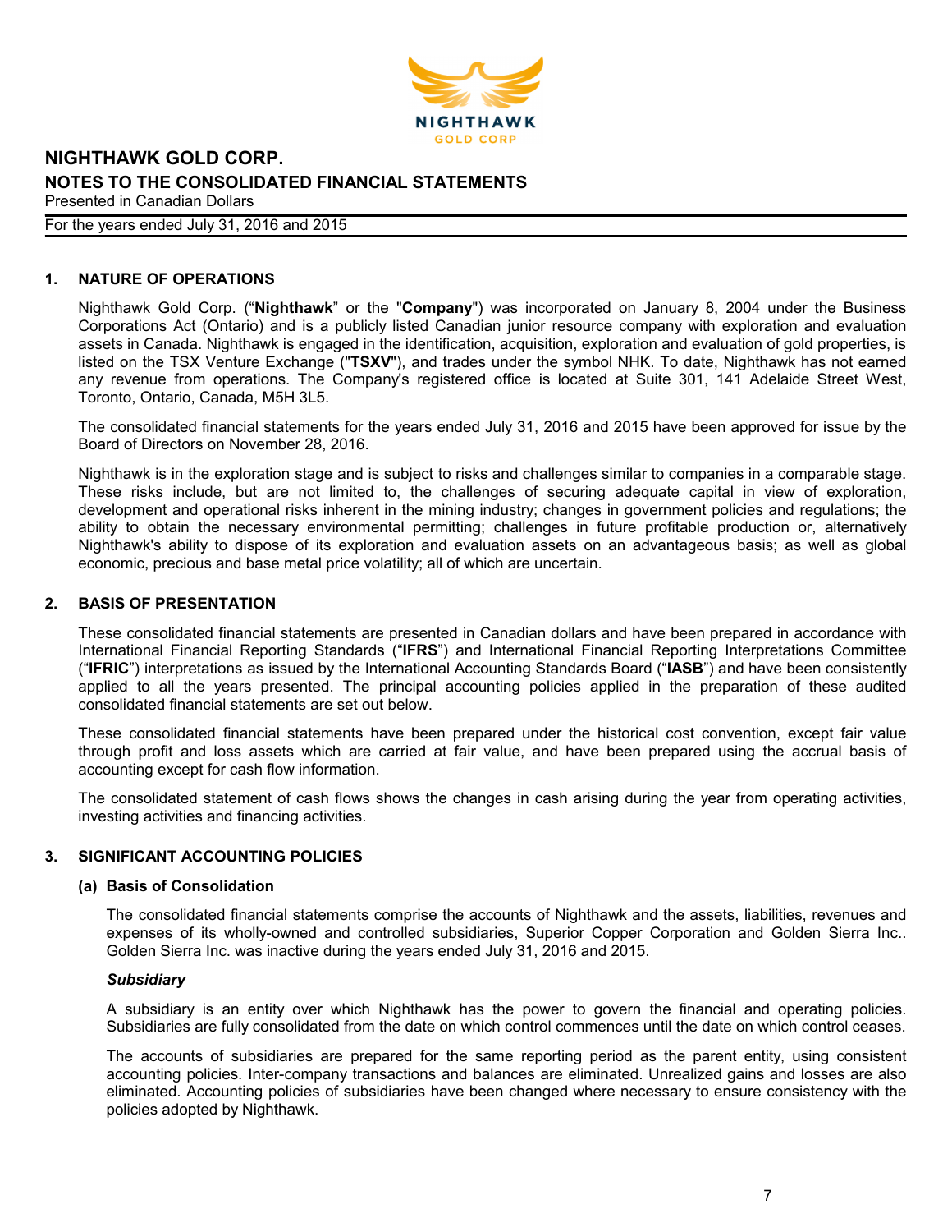# NIGHTHAWK GOLD CORP.

## NOTES TO THE CONSOLIDATED FINANCIAL STATEMENTS

Presented in Canadian Dollars

For the years ended July 31, 2016 and 2015

### 1. NATURE OF OPERATIONS

Nighthawk Gold Corp. ("**Nighthawk**" or the "**Company**") was incorporated on January 8, 2004 under the Business Corporations Act (Ontario) and is a publicly listed Canadian junior resource company with exploration and evaluation assets in Canada. Nighthawk is engaged in the identification, acquisition, exploration and evaluation of gold properties, is listed on the TSX Venture Exchange ("**TSXV**"), and trades under the symbol NHK. To date, Nighthawk has not earned any revenue from operations. The Company's registered office is located at Suite 301, 141 Adelaide Street West, Toronto, Ontario, Canada, M5H 3L5.

The consolidated financial statements for the years ended July 31, 2016 and 2015 have been approved for issue by the Board of Directors on November 28, 2016.

Nighthawk is in the exploration stage and is subject to risks and challenges similar to companies in a comparable stage. These risks include, but are not limited to, the challenges of securing adequate capital in view of exploration, development and operational risks inherent in the mining industry; changes in government policies and regulations; the ability to obtain the necessary environmental permitting; challenges in future profitable production or, alternatively Nighthawk's ability to dispose of its exploration and evaluation assets on an advantageous basis; as well as global economic, precious and base metal price volatility; all of which are uncertain.

### 2. BASIS OF PRESENTATION

These consolidated financial statements are presented in Canadian dollars and have been prepared in accordance with International Financial Reporting Standards ("**IFRS**") and International Financial Reporting Interpretations Committee ("**IFRIC**") interpretations as issued by the International Accounting Standards Board ("**IASB**") and have been consistently applied to all the years presented. The principal accounting policies applied in the preparation of these audited consolidated financial statements are set out below.

These consolidated financial statements have been prepared under the historical cost convention, except fair value through profit and loss assets which are carried at fair value, and have been prepared using the accrual basis of accounting except for cash flow information.

The consolidated statement of cash flows shows the changes in cash arising during the year from operating activities, investing activities and financing activities.

### 3. SIGNIFICANT ACCOUNTING POLICIES

#### (a) Basis of Consolidation

The consolidated financial statements comprise the accounts of Nighthawk and the assets, liabilities, revenues and expenses of its wholly-owned and controlled subsidiaries, Superior Copper Corporation and Golden Sierra Inc.. Golden Sierra Inc. was inactive during the years ended July 31, 2016 and 2015.

***Subsidiary***

A subsidiary is an entity over which Nighthawk has the power to govern the financial and operating policies. Subsidiaries are fully consolidated from the date on which control commences until the date on which control ceases.

The accounts of subsidiaries are prepared for the same reporting period as the parent entity, using consistent accounting policies. Inter-company transactions and balances are eliminated. Unrealized gains and losses are also eliminated. Accounting policies of subsidiaries have been changed where necessary to ensure consistency with the policies adopted by Nighthawk.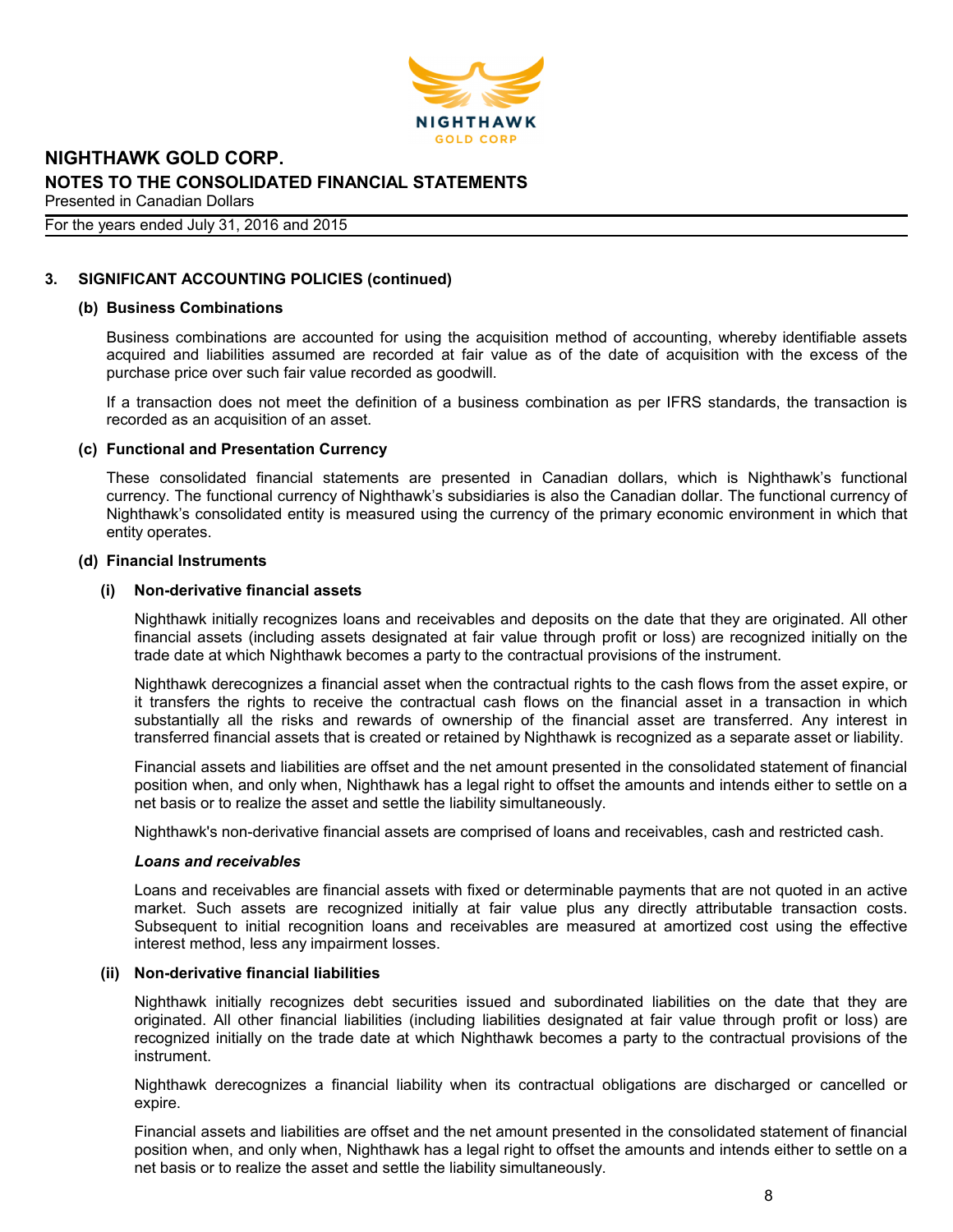## 3. SIGNIFICANT ACCOUNTING POLICIES (continued)

### (b) Business Combinations

Business combinations are accounted for using the acquisition method of accounting, whereby identifiable assets acquired and liabilities assumed are recorded at fair value as of the date of acquisition with the excess of the purchase price over such fair value recorded as goodwill.

If a transaction does not meet the definition of a business combination as per IFRS standards, the transaction is recorded as an acquisition of an asset.

### (c) Functional and Presentation Currency

These consolidated financial statements are presented in Canadian dollars, which is Nighthawk's functional currency. The functional currency of Nighthawk's subsidiaries is also the Canadian dollar. The functional currency of Nighthawk's consolidated entity is measured using the currency of the primary economic environment in which that entity operates.

### (d) Financial Instruments

#### (i) Non-derivative financial assets

Nighthawk initially recognizes loans and receivables and deposits on the date that they are originated. All other financial assets (including assets designated at fair value through profit or loss) are recognized initially on the trade date at which Nighthawk becomes a party to the contractual provisions of the instrument.

Nighthawk derecognizes a financial asset when the contractual rights to the cash flows from the asset expire, or it transfers the rights to receive the contractual cash flows on the financial asset in a transaction in which substantially all the risks and rewards of ownership of the financial asset are transferred. Any interest in transferred financial assets that is created or retained by Nighthawk is recognized as a separate asset or liability.

Financial assets and liabilities are offset and the net amount presented in the consolidated statement of financial position when, and only when, Nighthawk has a legal right to offset the amounts and intends either to settle on a net basis or to realize the asset and settle the liability simultaneously.

Nighthawk's non-derivative financial assets are comprised of loans and receivables, cash and restricted cash.

***Loans and receivables***

Loans and receivables are financial assets with fixed or determinable payments that are not quoted in an active market. Such assets are recognized initially at fair value plus any directly attributable transaction costs. Subsequent to initial recognition loans and receivables are measured at amortized cost using the effective interest method, less any impairment losses.

#### (ii) Non-derivative financial liabilities

Nighthawk initially recognizes debt securities issued and subordinated liabilities on the date that they are originated. All other financial liabilities (including liabilities designated at fair value through profit or loss) are recognized initially on the trade date at which Nighthawk becomes a party to the contractual provisions of the instrument.

Nighthawk derecognizes a financial liability when its contractual obligations are discharged or cancelled or expire.

Financial assets and liabilities are offset and the net amount presented in the consolidated statement of financial position when, and only when, Nighthawk has a legal right to offset the amounts and intends either to settle on a net basis or to realize the asset and settle the liability simultaneously.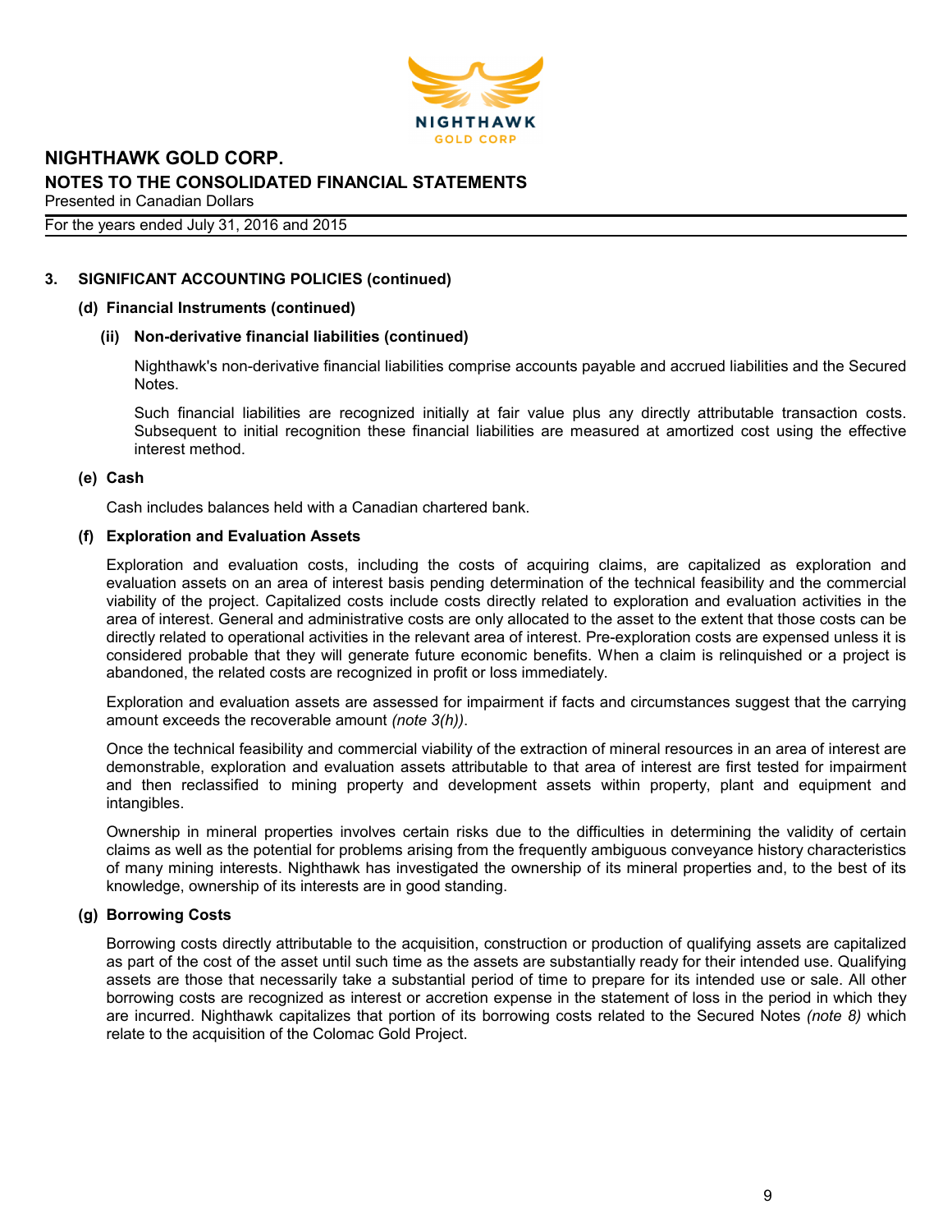## 3. SIGNIFICANT ACCOUNTING POLICIES (continued)

### (d) Financial Instruments (continued)

#### (ii) Non-derivative financial liabilities (continued)

Nighthawk's non-derivative financial liabilities comprise accounts payable and accrued liabilities and the Secured Notes.

Such financial liabilities are recognized initially at fair value plus any directly attributable transaction costs. Subsequent to initial recognition these financial liabilities are measured at amortized cost using the effective interest method.

### (e) Cash

Cash includes balances held with a Canadian chartered bank.

### (f) Exploration and Evaluation Assets

Exploration and evaluation costs, including the costs of acquiring claims, are capitalized as exploration and evaluation assets on an area of interest basis pending determination of the technical feasibility and the commercial viability of the project. Capitalized costs include costs directly related to exploration and evaluation activities in the area of interest. General and administrative costs are only allocated to the asset to the extent that those costs can be directly related to operational activities in the relevant area of interest. Pre-exploration costs are expensed unless it is considered probable that they will generate future economic benefits. When a claim is relinquished or a project is abandoned, the related costs are recognized in profit or loss immediately.

Exploration and evaluation assets are assessed for impairment if facts and circumstances suggest that the carrying amount exceeds the recoverable amount *(note 3(h))*.

Once the technical feasibility and commercial viability of the extraction of mineral resources in an area of interest are demonstrable, exploration and evaluation assets attributable to that area of interest are first tested for impairment and then reclassified to mining property and development assets within property, plant and equipment and intangibles.

Ownership in mineral properties involves certain risks due to the difficulties in determining the validity of certain claims as well as the potential for problems arising from the frequently ambiguous conveyance history characteristics of many mining interests. Nighthawk has investigated the ownership of its mineral properties and, to the best of its knowledge, ownership of its interests are in good standing.

### (g) Borrowing Costs

Borrowing costs directly attributable to the acquisition, construction or production of qualifying assets are capitalized as part of the cost of the asset until such time as the assets are substantially ready for their intended use. Qualifying assets are those that necessarily take a substantial period of time to prepare for its intended use or sale. All other borrowing costs are recognized as interest or accretion expense in the statement of loss in the period in which they are incurred. Nighthawk capitalizes that portion of its borrowing costs related to the Secured Notes *(note 8)* which relate to the acquisition of the Colomac Gold Project.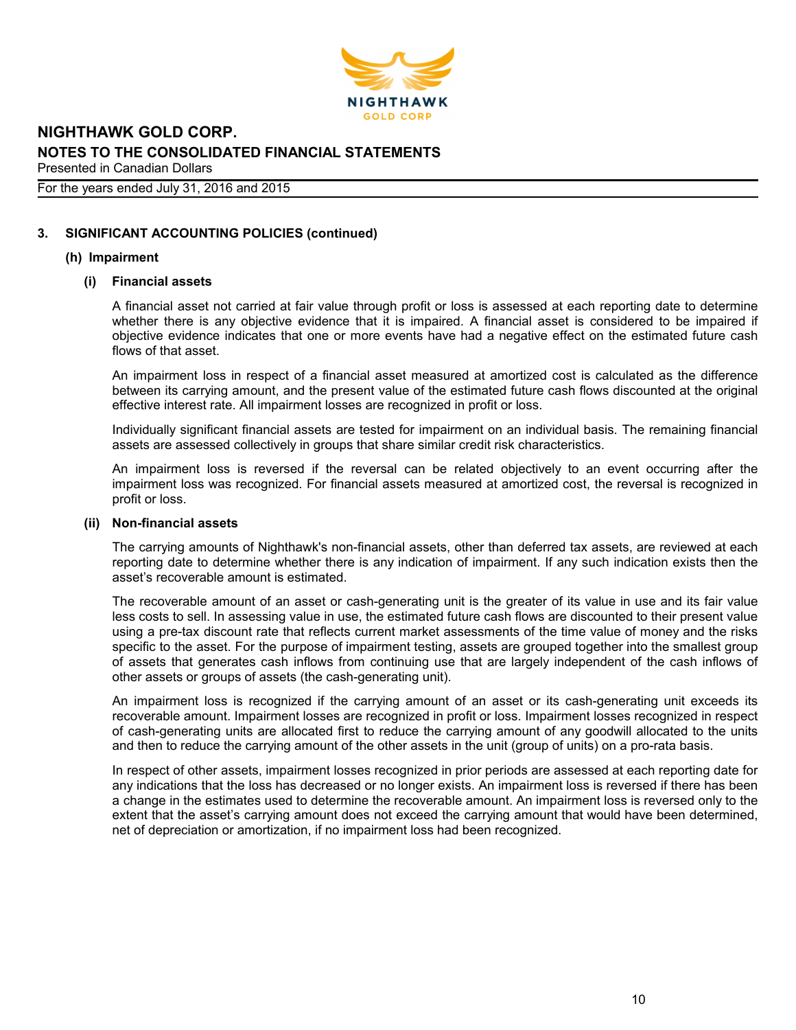## 3. SIGNIFICANT ACCOUNTING POLICIES (continued)

### (h) Impairment

#### (i) Financial assets

A financial asset not carried at fair value through profit or loss is assessed at each reporting date to determine whether there is any objective evidence that it is impaired. A financial asset is considered to be impaired if objective evidence indicates that one or more events have had a negative effect on the estimated future cash flows of that asset.

An impairment loss in respect of a financial asset measured at amortized cost is calculated as the difference between its carrying amount, and the present value of the estimated future cash flows discounted at the original effective interest rate. All impairment losses are recognized in profit or loss.

Individually significant financial assets are tested for impairment on an individual basis. The remaining financial assets are assessed collectively in groups that share similar credit risk characteristics.

An impairment loss is reversed if the reversal can be related objectively to an event occurring after the impairment loss was recognized. For financial assets measured at amortized cost, the reversal is recognized in profit or loss.

#### (ii) Non-financial assets

The carrying amounts of Nighthawk's non-financial assets, other than deferred tax assets, are reviewed at each reporting date to determine whether there is any indication of impairment. If any such indication exists then the asset's recoverable amount is estimated.

The recoverable amount of an asset or cash-generating unit is the greater of its value in use and its fair value less costs to sell. In assessing value in use, the estimated future cash flows are discounted to their present value using a pre-tax discount rate that reflects current market assessments of the time value of money and the risks specific to the asset. For the purpose of impairment testing, assets are grouped together into the smallest group of assets that generates cash inflows from continuing use that are largely independent of the cash inflows of other assets or groups of assets (the cash-generating unit).

An impairment loss is recognized if the carrying amount of an asset or its cash-generating unit exceeds its recoverable amount. Impairment losses are recognized in profit or loss. Impairment losses recognized in respect of cash-generating units are allocated first to reduce the carrying amount of any goodwill allocated to the units and then to reduce the carrying amount of the other assets in the unit (group of units) on a pro-rata basis.

In respect of other assets, impairment losses recognized in prior periods are assessed at each reporting date for any indications that the loss has decreased or no longer exists. An impairment loss is reversed if there has been a change in the estimates used to determine the recoverable amount. An impairment loss is reversed only to the extent that the asset's carrying amount does not exceed the carrying amount that would have been determined, net of depreciation or amortization, if no impairment loss had been recognized.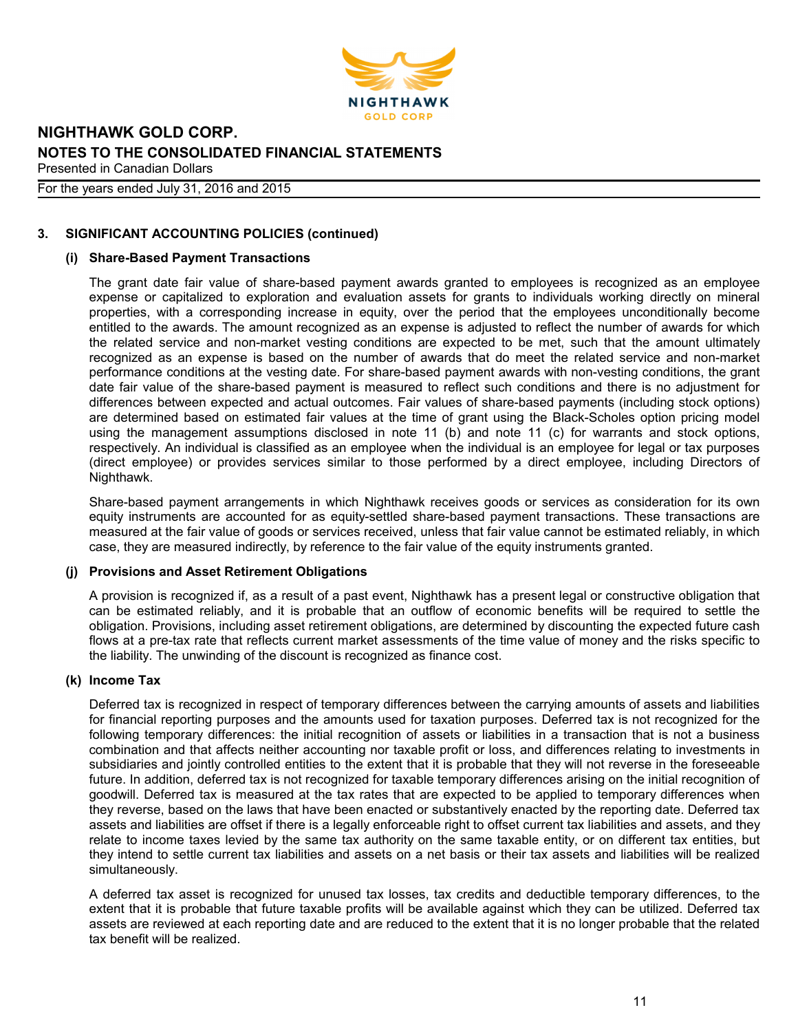## 3. SIGNIFICANT ACCOUNTING POLICIES (continued)

### (i) Share-Based Payment Transactions

The grant date fair value of share-based payment awards granted to employees is recognized as an employee expense or capitalized to exploration and evaluation assets for grants to individuals working directly on mineral properties, with a corresponding increase in equity, over the period that the employees unconditionally become entitled to the awards. The amount recognized as an expense is adjusted to reflect the number of awards for which the related service and non-market vesting conditions are expected to be met, such that the amount ultimately recognized as an expense is based on the number of awards that do meet the related service and non-market performance conditions at the vesting date. For share-based payment awards with non-vesting conditions, the grant date fair value of the share-based payment is measured to reflect such conditions and there is no adjustment for differences between expected and actual outcomes. Fair values of share-based payments (including stock options) are determined based on estimated fair values at the time of grant using the Black-Scholes option pricing model using the management assumptions disclosed in note 11 (b) and note 11 (c) for warrants and stock options, respectively. An individual is classified as an employee when the individual is an employee for legal or tax purposes (direct employee) or provides services similar to those performed by a direct employee, including Directors of Nighthawk.

Share-based payment arrangements in which Nighthawk receives goods or services as consideration for its own equity instruments are accounted for as equity-settled share-based payment transactions. These transactions are measured at the fair value of goods or services received, unless that fair value cannot be estimated reliably, in which case, they are measured indirectly, by reference to the fair value of the equity instruments granted.

### (j) Provisions and Asset Retirement Obligations

A provision is recognized if, as a result of a past event, Nighthawk has a present legal or constructive obligation that can be estimated reliably, and it is probable that an outflow of economic benefits will be required to settle the obligation. Provisions, including asset retirement obligations, are determined by discounting the expected future cash flows at a pre-tax rate that reflects current market assessments of the time value of money and the risks specific to the liability. The unwinding of the discount is recognized as finance cost.

### (k) Income Tax

Deferred tax is recognized in respect of temporary differences between the carrying amounts of assets and liabilities for financial reporting purposes and the amounts used for taxation purposes. Deferred tax is not recognized for the following temporary differences: the initial recognition of assets or liabilities in a transaction that is not a business combination and that affects neither accounting nor taxable profit or loss, and differences relating to investments in subsidiaries and jointly controlled entities to the extent that it is probable that they will not reverse in the foreseeable future. In addition, deferred tax is not recognized for taxable temporary differences arising on the initial recognition of goodwill. Deferred tax is measured at the tax rates that are expected to be applied to temporary differences when they reverse, based on the laws that have been enacted or substantively enacted by the reporting date. Deferred tax assets and liabilities are offset if there is a legally enforceable right to offset current tax liabilities and assets, and they relate to income taxes levied by the same tax authority on the same taxable entity, or on different tax entities, but they intend to settle current tax liabilities and assets on a net basis or their tax assets and liabilities will be realized simultaneously.

A deferred tax asset is recognized for unused tax losses, tax credits and deductible temporary differences, to the extent that it is probable that future taxable profits will be available against which they can be utilized. Deferred tax assets are reviewed at each reporting date and are reduced to the extent that it is no longer probable that the related tax benefit will be realized.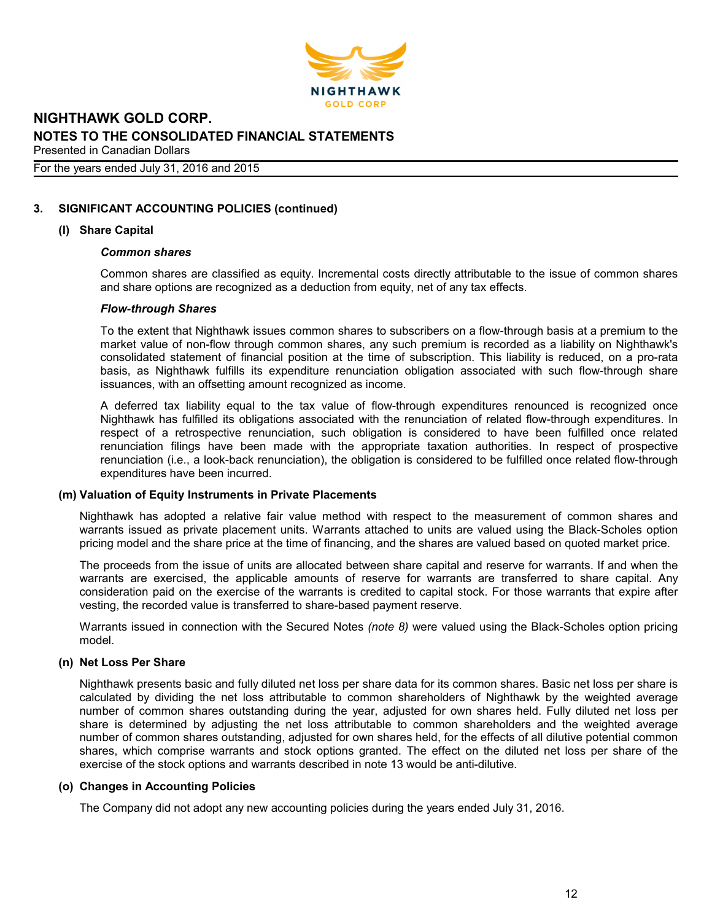# NIGHTHAWK GOLD CORP.

## NOTES TO THE CONSOLIDATED FINANCIAL STATEMENTS

Presented in Canadian Dollars

For the years ended July 31, 2016 and 2015

### 3. SIGNIFICANT ACCOUNTING POLICIES (continued)

#### (l) Share Capital

***Common shares***

Common shares are classified as equity. Incremental costs directly attributable to the issue of common shares and share options are recognized as a deduction from equity, net of any tax effects.

***Flow-through Shares***

To the extent that Nighthawk issues common shares to subscribers on a flow-through basis at a premium to the market value of non-flow through common shares, any such premium is recorded as a liability on Nighthawk's consolidated statement of financial position at the time of subscription. This liability is reduced, on a pro-rata basis, as Nighthawk fulfills its expenditure renunciation obligation associated with such flow-through share issuances, with an offsetting amount recognized as income.

A deferred tax liability equal to the tax value of flow-through expenditures renounced is recognized once Nighthawk has fulfilled its obligations associated with the renunciation of related flow-through expenditures. In respect of a retrospective renunciation, such obligation is considered to have been fulfilled once related renunciation filings have been made with the appropriate taxation authorities. In respect of prospective renunciation (i.e., a look-back renunciation), the obligation is considered to be fulfilled once related flow-through expenditures have been incurred.

#### (m) Valuation of Equity Instruments in Private Placements

Nighthawk has adopted a relative fair value method with respect to the measurement of common shares and warrants issued as private placement units. Warrants attached to units are valued using the Black-Scholes option pricing model and the share price at the time of financing, and the shares are valued based on quoted market price.

The proceeds from the issue of units are allocated between share capital and reserve for warrants. If and when the warrants are exercised, the applicable amounts of reserve for warrants are transferred to share capital. Any consideration paid on the exercise of the warrants is credited to capital stock. For those warrants that expire after vesting, the recorded value is transferred to share-based payment reserve.

Warrants issued in connection with the Secured Notes *(note 8)* were valued using the Black-Scholes option pricing model.

#### (n) Net Loss Per Share

Nighthawk presents basic and fully diluted net loss per share data for its common shares. Basic net loss per share is calculated by dividing the net loss attributable to common shareholders of Nighthawk by the weighted average number of common shares outstanding during the year, adjusted for own shares held. Fully diluted net loss per share is determined by adjusting the net loss attributable to common shareholders and the weighted average number of common shares outstanding, adjusted for own shares held, for the effects of all dilutive potential common shares, which comprise warrants and stock options granted. The effect on the diluted net loss per share of the exercise of the stock options and warrants described in note 13 would be anti-dilutive.

#### (o) Changes in Accounting Policies

The Company did not adopt any new accounting policies during the years ended July 31, 2016.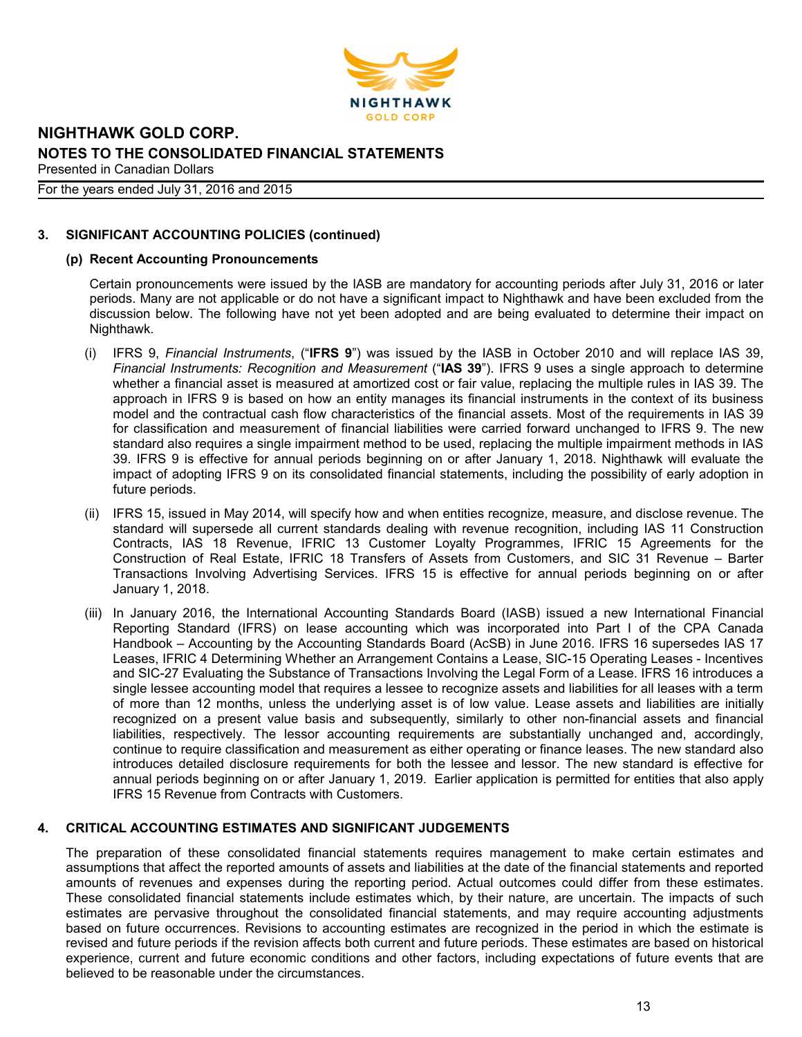## 3. SIGNIFICANT ACCOUNTING POLICIES (continued)

### (p) Recent Accounting Pronouncements

Certain pronouncements were issued by the IASB are mandatory for accounting periods after July 31, 2016 or later periods. Many are not applicable or do not have a significant impact to Nighthawk and have been excluded from the discussion below. The following have not yet been adopted and are being evaluated to determine their impact on Nighthawk.

(i) IFRS 9, *Financial Instruments*, ("**IFRS 9**") was issued by the IASB in October 2010 and will replace IAS 39, *Financial Instruments: Recognition and Measurement* ("**IAS 39**"). IFRS 9 uses a single approach to determine whether a financial asset is measured at amortized cost or fair value, replacing the multiple rules in IAS 39. The approach in IFRS 9 is based on how an entity manages its financial instruments in the context of its business model and the contractual cash flow characteristics of the financial assets. Most of the requirements in IAS 39 for classification and measurement of financial liabilities were carried forward unchanged to IFRS 9. The new standard also requires a single impairment method to be used, replacing the multiple impairment methods in IAS 39. IFRS 9 is effective for annual periods beginning on or after January 1, 2018. Nighthawk will evaluate the impact of adopting IFRS 9 on its consolidated financial statements, including the possibility of early adoption in future periods.

(ii) IFRS 15, issued in May 2014, will specify how and when entities recognize, measure, and disclose revenue. The standard will supersede all current standards dealing with revenue recognition, including IAS 11 Construction Contracts, IAS 18 Revenue, IFRIC 13 Customer Loyalty Programmes, IFRIC 15 Agreements for the Construction of Real Estate, IFRIC 18 Transfers of Assets from Customers, and SIC 31 Revenue – Barter Transactions Involving Advertising Services. IFRS 15 is effective for annual periods beginning on or after January 1, 2018.

(iii) In January 2016, the International Accounting Standards Board (IASB) issued a new International Financial Reporting Standard (IFRS) on lease accounting which was incorporated into Part I of the CPA Canada Handbook – Accounting by the Accounting Standards Board (AcSB) in June 2016. IFRS 16 supersedes IAS 17 Leases, IFRIC 4 Determining Whether an Arrangement Contains a Lease, SIC-15 Operating Leases - Incentives and SIC-27 Evaluating the Substance of Transactions Involving the Legal Form of a Lease. IFRS 16 introduces a single lessee accounting model that requires a lessee to recognize assets and liabilities for all leases with a term of more than 12 months, unless the underlying asset is of low value. Lease assets and liabilities are initially recognized on a present value basis and subsequently, similarly to other non-financial assets and financial liabilities, respectively. The lessor accounting requirements are substantially unchanged and, accordingly, continue to require classification and measurement as either operating or finance leases. The new standard also introduces detailed disclosure requirements for both the lessee and lessor. The new standard is effective for annual periods beginning on or after January 1, 2019. Earlier application is permitted for entities that also apply IFRS 15 Revenue from Contracts with Customers.

## 4. CRITICAL ACCOUNTING ESTIMATES AND SIGNIFICANT JUDGEMENTS

The preparation of these consolidated financial statements requires management to make certain estimates and assumptions that affect the reported amounts of assets and liabilities at the date of the financial statements and reported amounts of revenues and expenses during the reporting period. Actual outcomes could differ from these estimates. These consolidated financial statements include estimates which, by their nature, are uncertain. The impacts of such estimates are pervasive throughout the consolidated financial statements, and may require accounting adjustments based on future occurrences. Revisions to accounting estimates are recognized in the period in which the estimate is revised and future periods if the revision affects both current and future periods. These estimates are based on historical experience, current and future economic conditions and other factors, including expectations of future events that are believed to be reasonable under the circumstances.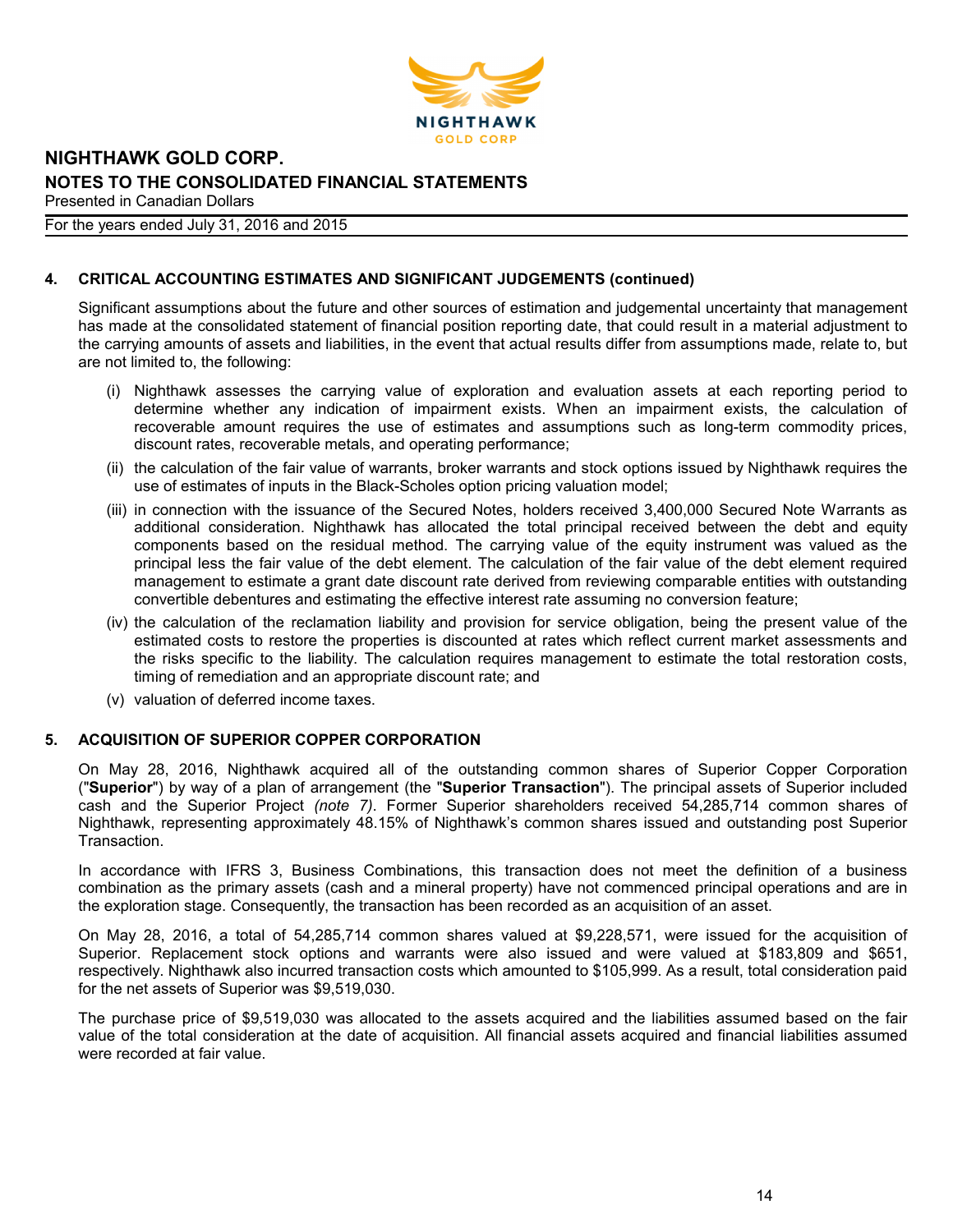## 4. CRITICAL ACCOUNTING ESTIMATES AND SIGNIFICANT JUDGEMENTS (continued)

Significant assumptions about the future and other sources of estimation and judgemental uncertainty that management has made at the consolidated statement of financial position reporting date, that could result in a material adjustment to the carrying amounts of assets and liabilities, in the event that actual results differ from assumptions made, relate to, but are not limited to, the following:

(i) Nighthawk assesses the carrying value of exploration and evaluation assets at each reporting period to determine whether any indication of impairment exists. When an impairment exists, the calculation of recoverable amount requires the use of estimates and assumptions such as long-term commodity prices, discount rates, recoverable metals, and operating performance;

(ii) the calculation of the fair value of warrants, broker warrants and stock options issued by Nighthawk requires the use of estimates of inputs in the Black-Scholes option pricing valuation model;

(iii) in connection with the issuance of the Secured Notes, holders received 3,400,000 Secured Note Warrants as additional consideration. Nighthawk has allocated the total principal received between the debt and equity components based on the residual method. The carrying value of the equity instrument was valued as the principal less the fair value of the debt element. The calculation of the fair value of the debt element required management to estimate a grant date discount rate derived from reviewing comparable entities with outstanding convertible debentures and estimating the effective interest rate assuming no conversion feature;

(iv) the calculation of the reclamation liability and provision for service obligation, being the present value of the estimated costs to restore the properties is discounted at rates which reflect current market assessments and the risks specific to the liability. The calculation requires management to estimate the total restoration costs, timing of remediation and an appropriate discount rate; and

(v) valuation of deferred income taxes.

## 5. ACQUISITION OF SUPERIOR COPPER CORPORATION

On May 28, 2016, Nighthawk acquired all of the outstanding common shares of Superior Copper Corporation ("**Superior**") by way of a plan of arrangement (the "**Superior Transaction**"). The principal assets of Superior included cash and the Superior Project *(note 7)*. Former Superior shareholders received 54,285,714 common shares of Nighthawk, representing approximately 48.15% of Nighthawk's common shares issued and outstanding post Superior Transaction.

In accordance with IFRS 3, Business Combinations, this transaction does not meet the definition of a business combination as the primary assets (cash and a mineral property) have not commenced principal operations and are in the exploration stage. Consequently, the transaction has been recorded as an acquisition of an asset.

On May 28, 2016, a total of 54,285,714 common shares valued at $9,228,571, were issued for the acquisition of Superior. Replacement stock options and warrants were also issued and were valued at $183,809 and $651, respectively. Nighthawk also incurred transaction costs which amounted to $105,999. As a result, total consideration paid for the net assets of Superior was $9,519,030.

The purchase price of $9,519,030 was allocated to the assets acquired and the liabilities assumed based on the fair value of the total consideration at the date of acquisition. All financial assets acquired and financial liabilities assumed were recorded at fair value.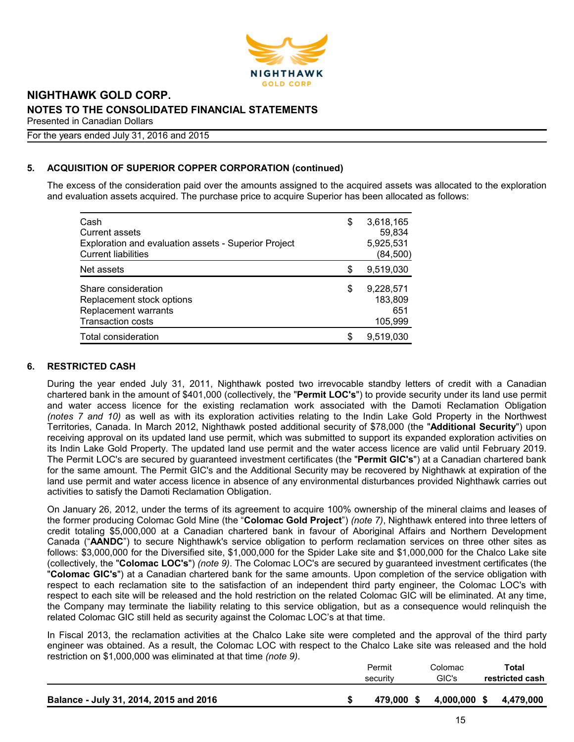## 5. ACQUISITION OF SUPERIOR COPPER CORPORATION (continued)

The excess of the consideration paid over the amounts assigned to the acquired assets was allocated to the exploration and evaluation assets acquired. The purchase price to acquire Superior has been allocated as follows:

| | | |
|---|---|---|
| Cash | $ | 3,618,165 |
| Current assets | | 59,834 |
| Exploration and evaluation assets - Superior Project | | 5,925,531 |
| Current liabilities | | (84,500) |
| Net assets | $ | 9,519,030 |
| Share consideration | $ | 9,228,571 |
| Replacement stock options | | 183,809 |
| Replacement warrants | | 651 |
| Transaction costs | | 105,999 |
| Total consideration | $ | 9,519,030 |

## 6. RESTRICTED CASH

During the year ended July 31, 2011, Nighthawk posted two irrevocable standby letters of credit with a Canadian chartered bank in the amount of $401,000 (collectively, the "**Permit LOC's**") to provide security under its land use permit and water access licence for the existing reclamation work associated with the Damoti Reclamation Obligation *(notes 7 and 10)* as well as with its exploration activities relating to the Indin Lake Gold Property in the Northwest Territories, Canada. In March 2012, Nighthawk posted additional security of $78,000 (the "**Additional Security**") upon receiving approval on its updated land use permit, which was submitted to support its expanded exploration activities on its Indin Lake Gold Property. The updated land use permit and the water access licence are valid until February 2019. The Permit LOC's are secured by guaranteed investment certificates (the "**Permit GIC's**") at a Canadian chartered bank for the same amount. The Permit GIC's and the Additional Security may be recovered by Nighthawk at expiration of the land use permit and water access licence in absence of any environmental disturbances provided Nighthawk carries out activities to satisfy the Damoti Reclamation Obligation.

On January 26, 2012, under the terms of its agreement to acquire 100% ownership of the mineral claims and leases of the former producing Colomac Gold Mine (the "**Colomac Gold Project**") *(note 7)*, Nighthawk entered into three letters of credit totaling $5,000,000 at a Canadian chartered bank in favour of Aboriginal Affairs and Northern Development Canada ("**AANDC**") to secure Nighthawk's service obligation to perform reclamation services on three other sites as follows: $3,000,000 for the Diversified site, $1,000,000 for the Spider Lake site and $1,000,000 for the Chalco Lake site (collectively, the "**Colomac LOC's**") *(note 9)*. The Colomac LOC's are secured by guaranteed investment certificates (the "**Colomac GIC's**") at a Canadian chartered bank for the same amounts. Upon completion of the service obligation with respect to each reclamation site to the satisfaction of an independent third party engineer, the Colomac LOC's with respect to each site will be released and the hold restriction on the related Colomac GIC will be eliminated. At any time, the Company may terminate the liability relating to this service obligation, but as a consequence would relinquish the related Colomac GIC still held as security against the Colomac LOC's at that time.

In Fiscal 2013, the reclamation activities at the Chalco Lake site were completed and the approval of the third party engineer was obtained. As a result, the Colomac LOC with respect to the Chalco Lake site was released and the hold restriction on $1,000,000 was eliminated at that time *(note 9)*.

| | Permit security | Colomac GIC's | Total restricted cash |
|---|---|---|---|
| **Balance - July 31, 2014, 2015 and 2016** | **$ 479,000** | **$ 4,000,000** | **$ 4,479,000** |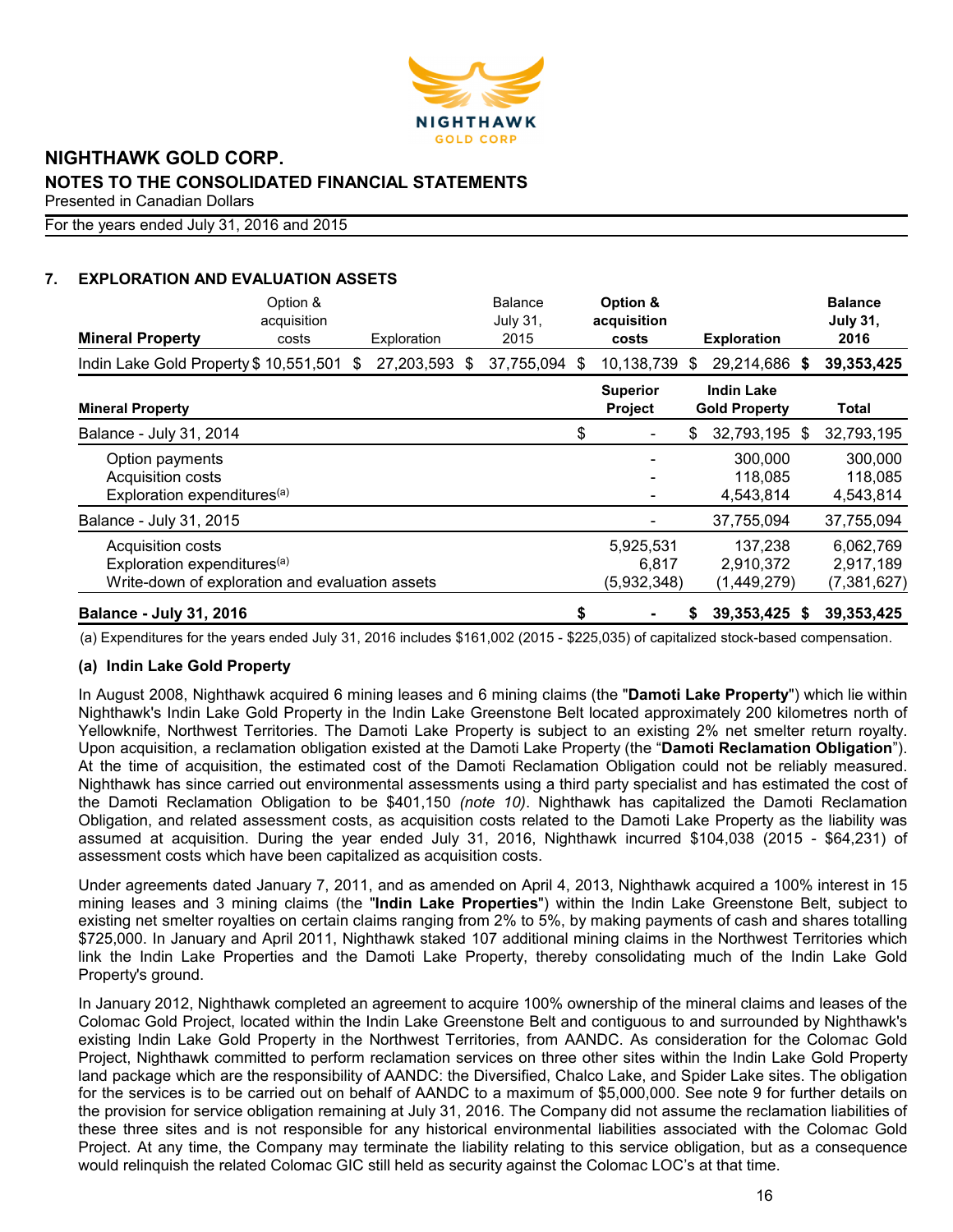## 7. EXPLORATION AND EVALUATION ASSETS

| Mineral Property | Option & acquisition costs | Exploration | Balance July 31, 2015 | **Option & acquisition costs** | **Exploration** | **Balance July 31, 2016** |
|---|---|---|---|---|---|---|
| Indin Lake Gold Property | $ 10,551,501 | $ 27,203,593 | $ 37,755,094 | $ 10,138,739 | $ 29,214,686 | **$ 39,353,425** |

| **Mineral Property** | **Superior Project** | **Indin Lake Gold Property** | **Total** |
|---|---|---|---|
| Balance - July 31, 2014 | $ - | $ 32,793,195 | $ 32,793,195 |
| Option payments | - | 300,000 | 300,000 |
| Acquisition costs | - | 118,085 | 118,085 |
| Exploration expenditures[(a)] | - | 4,543,814 | 4,543,814 |
| Balance - July 31, 2015 | - | 37,755,094 | 37,755,094 |
| Acquisition costs | 5,925,531 | 137,238 | 6,062,769 |
| Exploration expenditures[(a)] | 6,817 | 2,910,372 | 2,917,189 |
| Write-down of exploration and evaluation assets | (5,932,348) | (1,449,279) | (7,381,627) |
| **Balance - July 31, 2016** | **$ -** | **$ 39,353,425** | **$ 39,353,425** |

(a) Expenditures for the years ended July 31, 2016 includes $161,002 (2015 - $225,035) of capitalized stock-based compensation.

### (a) Indin Lake Gold Property

In August 2008, Nighthawk acquired 6 mining leases and 6 mining claims (the "**Damoti Lake Property**") which lie within Nighthawk's Indin Lake Gold Property in the Indin Lake Greenstone Belt located approximately 200 kilometres north of Yellowknife, Northwest Territories. The Damoti Lake Property is subject to an existing 2% net smelter return royalty. Upon acquisition, a reclamation obligation existed at the Damoti Lake Property (the "**Damoti Reclamation Obligation**"). At the time of acquisition, the estimated cost of the Damoti Reclamation Obligation could not be reliably measured. Nighthawk has since carried out environmental assessments using a third party specialist and has estimated the cost of the Damoti Reclamation Obligation to be $401,150 *(note 10)*. Nighthawk has capitalized the Damoti Reclamation Obligation, and related assessment costs, as acquisition costs related to the Damoti Lake Property as the liability was assumed at acquisition. During the year ended July 31, 2016, Nighthawk incurred $104,038 (2015 - $64,231) of assessment costs which have been capitalized as acquisition costs.

Under agreements dated January 7, 2011, and as amended on April 4, 2013, Nighthawk acquired a 100% interest in 15 mining leases and 3 mining claims (the "**Indin Lake Properties**") within the Indin Lake Greenstone Belt, subject to existing net smelter royalties on certain claims ranging from 2% to 5%, by making payments of cash and shares totalling $725,000. In January and April 2011, Nighthawk staked 107 additional mining claims in the Northwest Territories which link the Indin Lake Properties and the Damoti Lake Property, thereby consolidating much of the Indin Lake Gold Property's ground.

In January 2012, Nighthawk completed an agreement to acquire 100% ownership of the mineral claims and leases of the Colomac Gold Project, located within the Indin Lake Greenstone Belt and contiguous to and surrounded by Nighthawk's existing Indin Lake Gold Property in the Northwest Territories, from AANDC. As consideration for the Colomac Gold Project, Nighthawk committed to perform reclamation services on three other sites within the Indin Lake Gold Property land package which are the responsibility of AANDC: the Diversified, Chalco Lake, and Spider Lake sites. The obligation for the services is to be carried out on behalf of AANDC to a maximum of $5,000,000. See note 9 for further details on the provision for service obligation remaining at July 31, 2016. The Company did not assume the reclamation liabilities of these three sites and is not responsible for any historical environmental liabilities associated with the Colomac Gold Project. At any time, the Company may terminate the liability relating to this service obligation, but as a consequence would relinquish the related Colomac GIC still held as security against the Colomac LOC's at that time.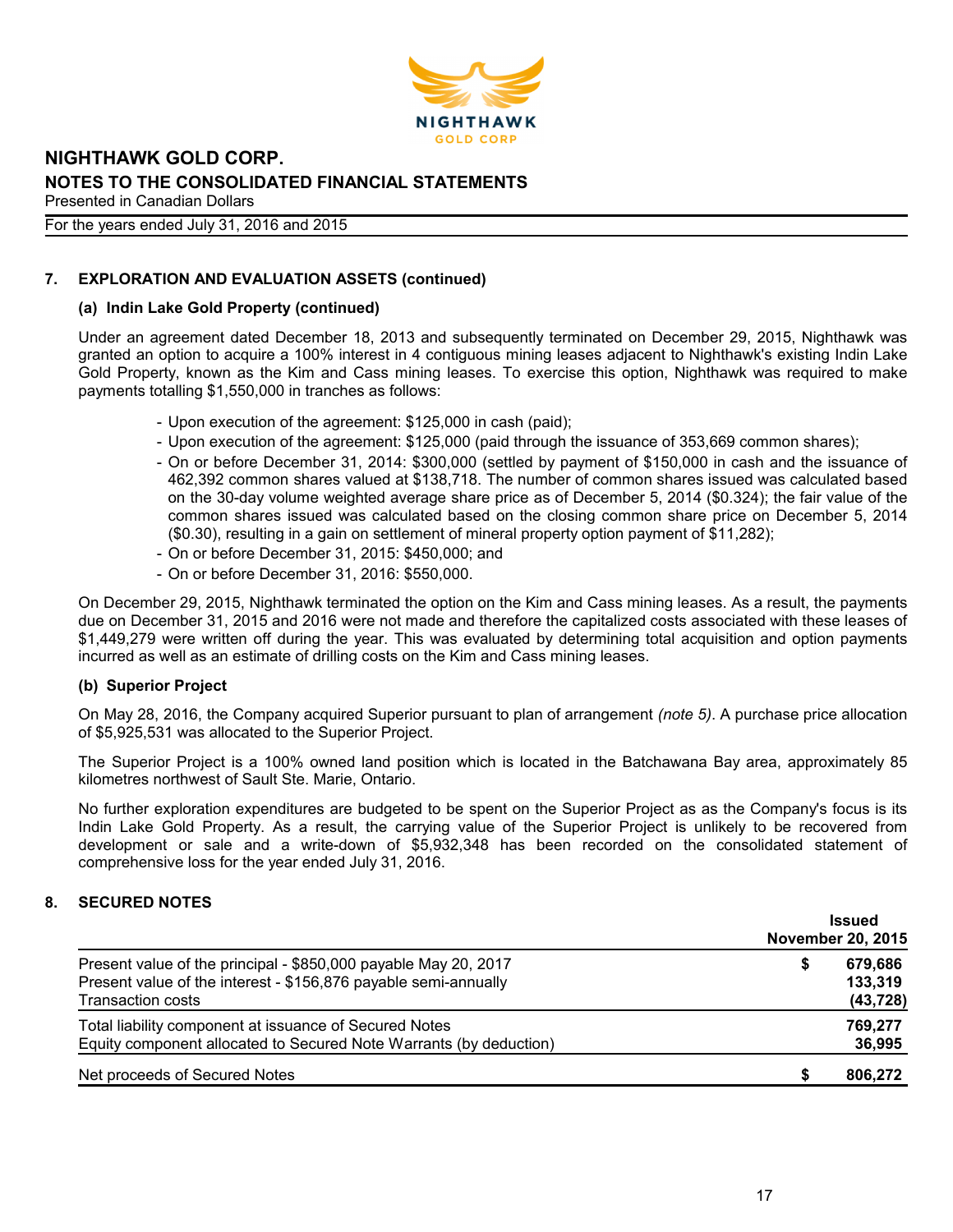## 7. EXPLORATION AND EVALUATION ASSETS (continued)

### (a) Indin Lake Gold Property (continued)

Under an agreement dated December 18, 2013 and subsequently terminated on December 29, 2015, Nighthawk was granted an option to acquire a 100% interest in 4 contiguous mining leases adjacent to Nighthawk's existing Indin Lake Gold Property, known as the Kim and Cass mining leases. To exercise this option, Nighthawk was required to make payments totalling $1,550,000 in tranches as follows:

- Upon execution of the agreement: $125,000 in cash (paid);
- Upon execution of the agreement: $125,000 (paid through the issuance of 353,669 common shares);
- On or before December 31, 2014: $300,000 (settled by payment of $150,000 in cash and the issuance of 462,392 common shares valued at $138,718. The number of common shares issued was calculated based on the 30-day volume weighted average share price as of December 5, 2014 ($0.324); the fair value of the common shares issued was calculated based on the closing common share price on December 5, 2014 ($0.30), resulting in a gain on settlement of mineral property option payment of $11,282);
- On or before December 31, 2015: $450,000; and
- On or before December 31, 2016: $550,000.

On December 29, 2015, Nighthawk terminated the option on the Kim and Cass mining leases. As a result, the payments due on December 31, 2015 and 2016 were not made and therefore the capitalized costs associated with these leases of $1,449,279 were written off during the year. This was evaluated by determining total acquisition and option payments incurred as well as an estimate of drilling costs on the Kim and Cass mining leases.

### (b) Superior Project

On May 28, 2016, the Company acquired Superior pursuant to plan of arrangement *(note 5)*. A purchase price allocation of $5,925,531 was allocated to the Superior Project.

The Superior Project is a 100% owned land position which is located in the Batchawana Bay area, approximately 85 kilometres northwest of Sault Ste. Marie, Ontario.

No further exploration expenditures are budgeted to be spent on the Superior Project as as the Company's focus is its Indin Lake Gold Property. As a result, the carrying value of the Superior Project is unlikely to be recovered from development or sale and a write-down of $5,932,348 has been recorded on the consolidated statement of comprehensive loss for the year ended July 31, 2016.

## 8. SECURED NOTES

| | Issued November 20, 2015 |
|---|---|
| Present value of the principal - $850,000 payable May 20, 2017 | $ 679,686 |
| Present value of the interest - $156,876 payable semi-annually | 133,319 |
| Transaction costs | (43,728) |
| Total liability component at issuance of Secured Notes | 769,277 |
| Equity component allocated to Secured Note Warrants (by deduction) | 36,995 |
| Net proceeds of Secured Notes | $ 806,272 |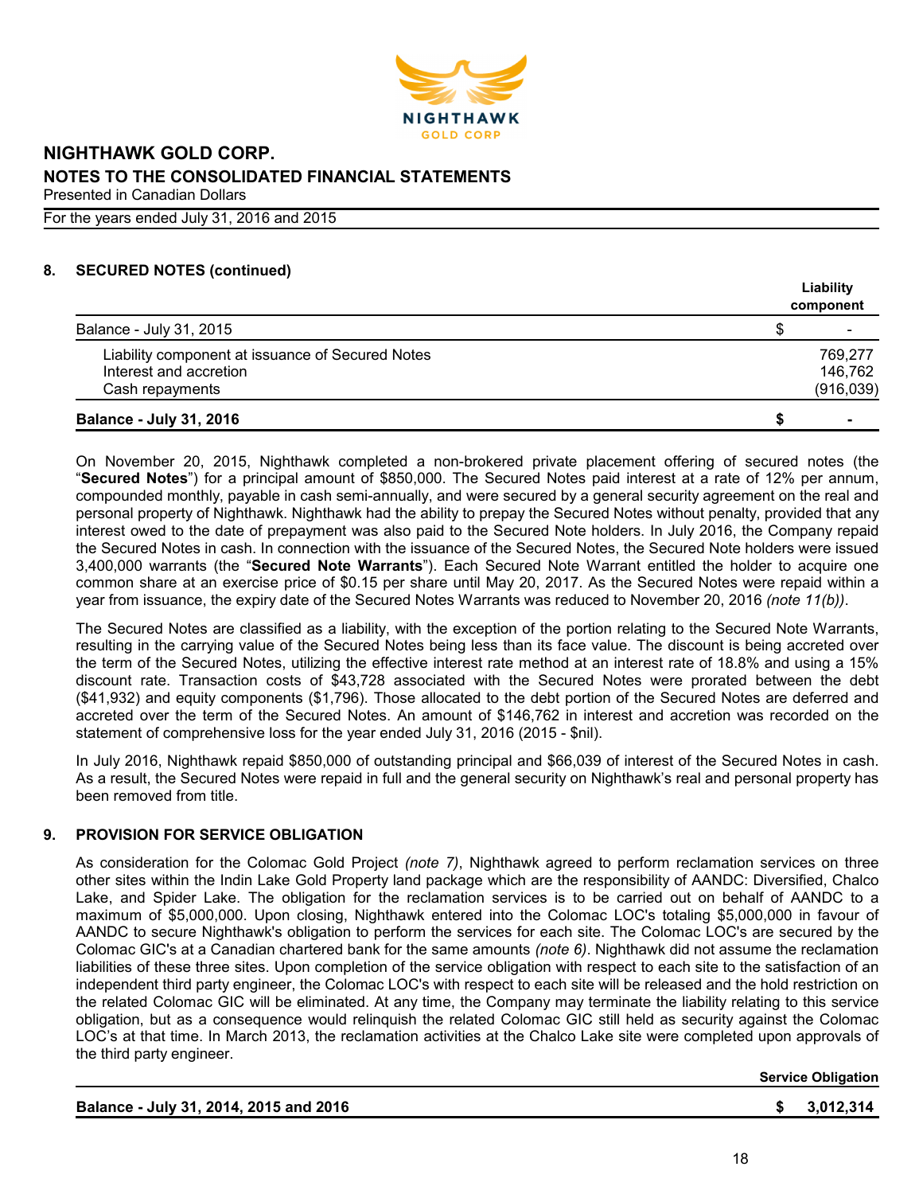## 8. SECURED NOTES (continued)

| | | Liability component |
|---|---|---|
| Balance - July 31, 2015 | $ | - |
| Liability component at issuance of Secured Notes | | 769,277 |
| Interest and accretion | | 146,762 |
| Cash repayments | | (916,039) |
| **Balance - July 31, 2016** | **$** | **-** |

On November 20, 2015, Nighthawk completed a non-brokered private placement offering of secured notes (the "**Secured Notes**") for a principal amount of $850,000. The Secured Notes paid interest at a rate of 12% per annum, compounded monthly, payable in cash semi-annually, and were secured by a general security agreement on the real and personal property of Nighthawk. Nighthawk had the ability to prepay the Secured Notes without penalty, provided that any interest owed to the date of prepayment was also paid to the Secured Note holders. In July 2016, the Company repaid the Secured Notes in cash. In connection with the issuance of the Secured Notes, the Secured Note holders were issued 3,400,000 warrants (the "**Secured Note Warrants**"). Each Secured Note Warrant entitled the holder to acquire one common share at an exercise price of $0.15 per share until May 20, 2017. As the Secured Notes were repaid within a year from issuance, the expiry date of the Secured Notes Warrants was reduced to November 20, 2016 *(note 11(b))*.

The Secured Notes are classified as a liability, with the exception of the portion relating to the Secured Note Warrants, resulting in the carrying value of the Secured Notes being less than its face value. The discount is being accreted over the term of the Secured Notes, utilizing the effective interest rate method at an interest rate of 18.8% and using a 15% discount rate. Transaction costs of $43,728 associated with the Secured Notes were prorated between the debt ($41,932) and equity components ($1,796). Those allocated to the debt portion of the Secured Notes are deferred and accreted over the term of the Secured Notes. An amount of $146,762 in interest and accretion was recorded on the statement of comprehensive loss for the year ended July 31, 2016 (2015 - $nil).

In July 2016, Nighthawk repaid $850,000 of outstanding principal and $66,039 of interest of the Secured Notes in cash. As a result, the Secured Notes were repaid in full and the general security on Nighthawk's real and personal property has been removed from title.

## 9. PROVISION FOR SERVICE OBLIGATION

As consideration for the Colomac Gold Project *(note 7)*, Nighthawk agreed to perform reclamation services on three other sites within the Indin Lake Gold Property land package which are the responsibility of AANDC: Diversified, Chalco Lake, and Spider Lake. The obligation for the reclamation services is to be carried out on behalf of AANDC to a maximum of $5,000,000. Upon closing, Nighthawk entered into the Colomac LOC's totaling $5,000,000 in favour of AANDC to secure Nighthawk's obligation to perform the services for each site. The Colomac LOC's are secured by the Colomac GIC's at a Canadian chartered bank for the same amounts *(note 6)*. Nighthawk did not assume the reclamation liabilities of these three sites. Upon completion of the service obligation with respect to each site to the satisfaction of an independent third party engineer, the Colomac LOC's with respect to each site will be released and the hold restriction on the related Colomac GIC will be eliminated. At any time, the Company may terminate the liability relating to this service obligation, but as a consequence would relinquish the related Colomac GIC still held as security against the Colomac LOC's at that time. In March 2013, the reclamation activities at the Chalco Lake site were completed upon approvals of the third party engineer.

| | | Service Obligation |
|---|---|---|
| **Balance - July 31, 2014, 2015 and 2016** | **$** | **3,012,314** |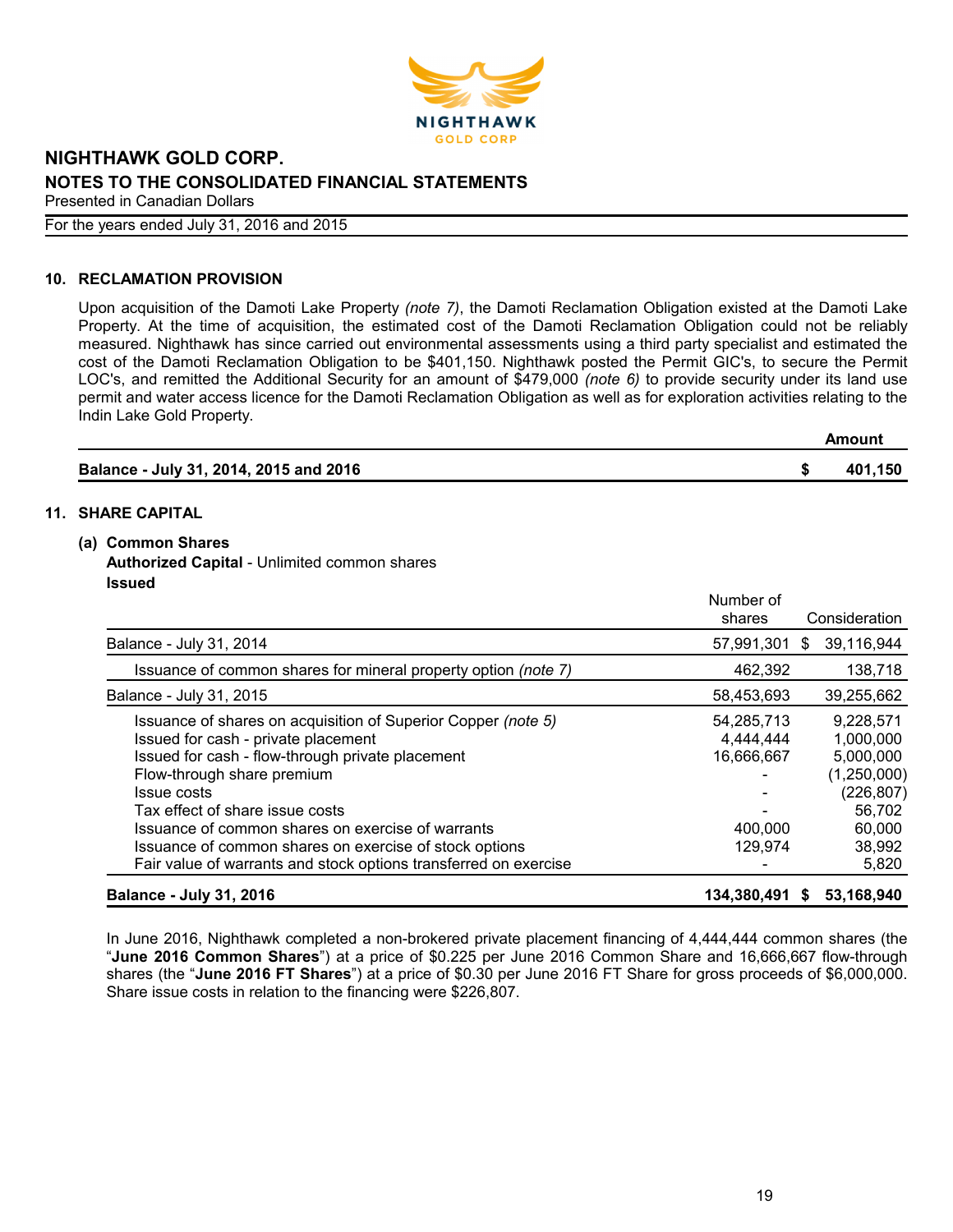# NIGHTHAWK GOLD CORP.
## NOTES TO THE CONSOLIDATED FINANCIAL STATEMENTS
Presented in Canadian Dollars

For the years ended July 31, 2016 and 2015

### 10. RECLAMATION PROVISION

Upon acquisition of the Damoti Lake Property *(note 7)*, the Damoti Reclamation Obligation existed at the Damoti Lake Property. At the time of acquisition, the estimated cost of the Damoti Reclamation Obligation could not be reliably measured. Nighthawk has since carried out environmental assessments using a third party specialist and estimated the cost of the Damoti Reclamation Obligation to be $401,150. Nighthawk posted the Permit GIC's, to secure the Permit LOC's, and remitted the Additional Security for an amount of $479,000 *(note 6)* to provide security under its land use permit and water access licence for the Damoti Reclamation Obligation as well as for exploration activities relating to the Indin Lake Gold Property.

| | | **Amount** |
|---|---|---|
| **Balance - July 31, 2014, 2015 and 2016** | **$** | **401,150** |

### 11. SHARE CAPITAL

**(a) Common Shares**

**Authorized Capital** - Unlimited common shares

**Issued**

| | Number of shares | | Consideration |
|---|---|---|---|
| Balance - July 31, 2014 | 57,991,301 | $ | 39,116,944 |
| Issuance of common shares for mineral property option *(note 7)* | 462,392 | | 138,718 |
| Balance - July 31, 2015 | 58,453,693 | | 39,255,662 |
| Issuance of shares on acquisition of Superior Copper *(note 5)* | 54,285,713 | | 9,228,571 |
| Issued for cash - private placement | 4,444,444 | | 1,000,000 |
| Issued for cash - flow-through private placement | 16,666,667 | | 5,000,000 |
| Flow-through share premium | - | | (1,250,000) |
| Issue costs | - | | (226,807) |
| Tax effect of share issue costs | - | | 56,702 |
| Issuance of common shares on exercise of warrants | 400,000 | | 60,000 |
| Issuance of common shares on exercise of stock options | 129,974 | | 38,992 |
| Fair value of warrants and stock options transferred on exercise | - | | 5,820 |
| **Balance - July 31, 2016** | **134,380,491** | **$** | **53,168,940** |

In June 2016, Nighthawk completed a non-brokered private placement financing of 4,444,444 common shares (the "**June 2016 Common Shares**") at a price of $0.225 per June 2016 Common Share and 16,666,667 flow-through shares (the "**June 2016 FT Shares**") at a price of $0.30 per June 2016 FT Share for gross proceeds of $6,000,000. Share issue costs in relation to the financing were $226,807.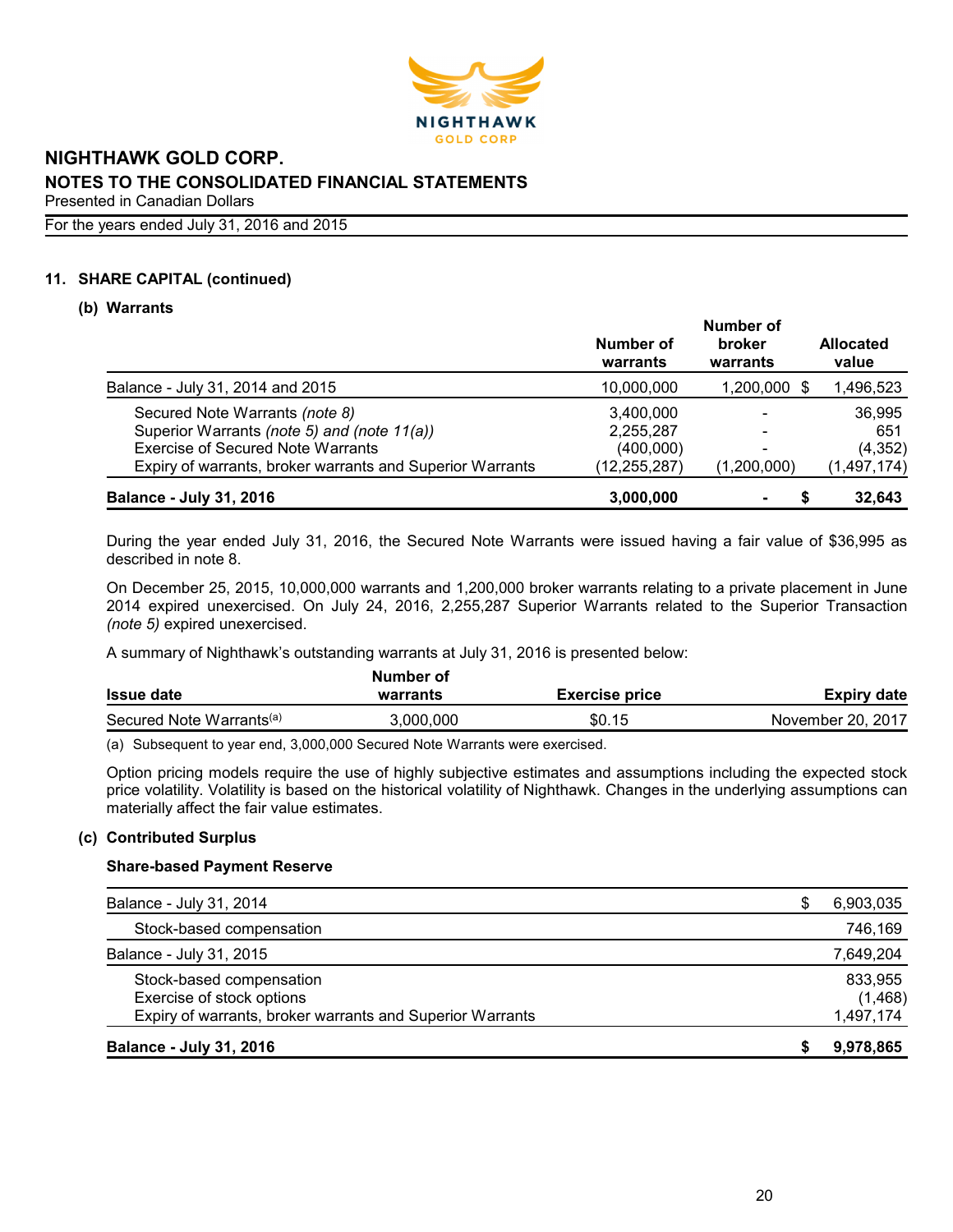## 11. SHARE CAPITAL (continued)

### (b) Warrants

| | Number of warrants | Number of broker warrants | Allocated value |
|---|---|---|---|
| Balance - July 31, 2014 and 2015 | 10,000,000 | 1,200,000 | $ 1,496,523 |
| Secured Note Warrants *(note 8)* | 3,400,000 | - | 36,995 |
| Superior Warrants *(note 5) and (note 11(a))* | 2,255,287 | - | 651 |
| Exercise of Secured Note Warrants | (400,000) | - | (4,352) |
| Expiry of warrants, broker warrants and Superior Warrants | (12,255,287) | (1,200,000) | (1,497,174) |
| **Balance - July 31, 2016** | **3,000,000** | **-** | **$ 32,643** |

During the year ended July 31, 2016, the Secured Note Warrants were issued having a fair value of $36,995 as described in note 8.

On December 25, 2015, 10,000,000 warrants and 1,200,000 broker warrants relating to a private placement in June 2014 expired unexercised. On July 24, 2016, 2,255,287 Superior Warrants related to the Superior Transaction *(note 5)* expired unexercised.

A summary of Nighthawk's outstanding warrants at July 31, 2016 is presented below:

| Issue date | Number of warrants | Exercise price | Expiry date |
|---|---|---|---|
| Secured Note Warrants[(a)] | 3,000,000 | $0.15 | November 20, 2017 |

(a) Subsequent to year end, 3,000,000 Secured Note Warrants were exercised.

Option pricing models require the use of highly subjective estimates and assumptions including the expected stock price volatility. Volatility is based on the historical volatility of Nighthawk. Changes in the underlying assumptions can materially affect the fair value estimates.

### (c) Contributed Surplus

**Share-based Payment Reserve**

| | |
|---|---|
| Balance - July 31, 2014 | $ 6,903,035 |
| Stock-based compensation | 746,169 |
| Balance - July 31, 2015 | 7,649,204 |
| Stock-based compensation | 833,955 |
| Exercise of stock options | (1,468) |
| Expiry of warrants, broker warrants and Superior Warrants | 1,497,174 |
| **Balance - July 31, 2016** | **$ 9,978,865** |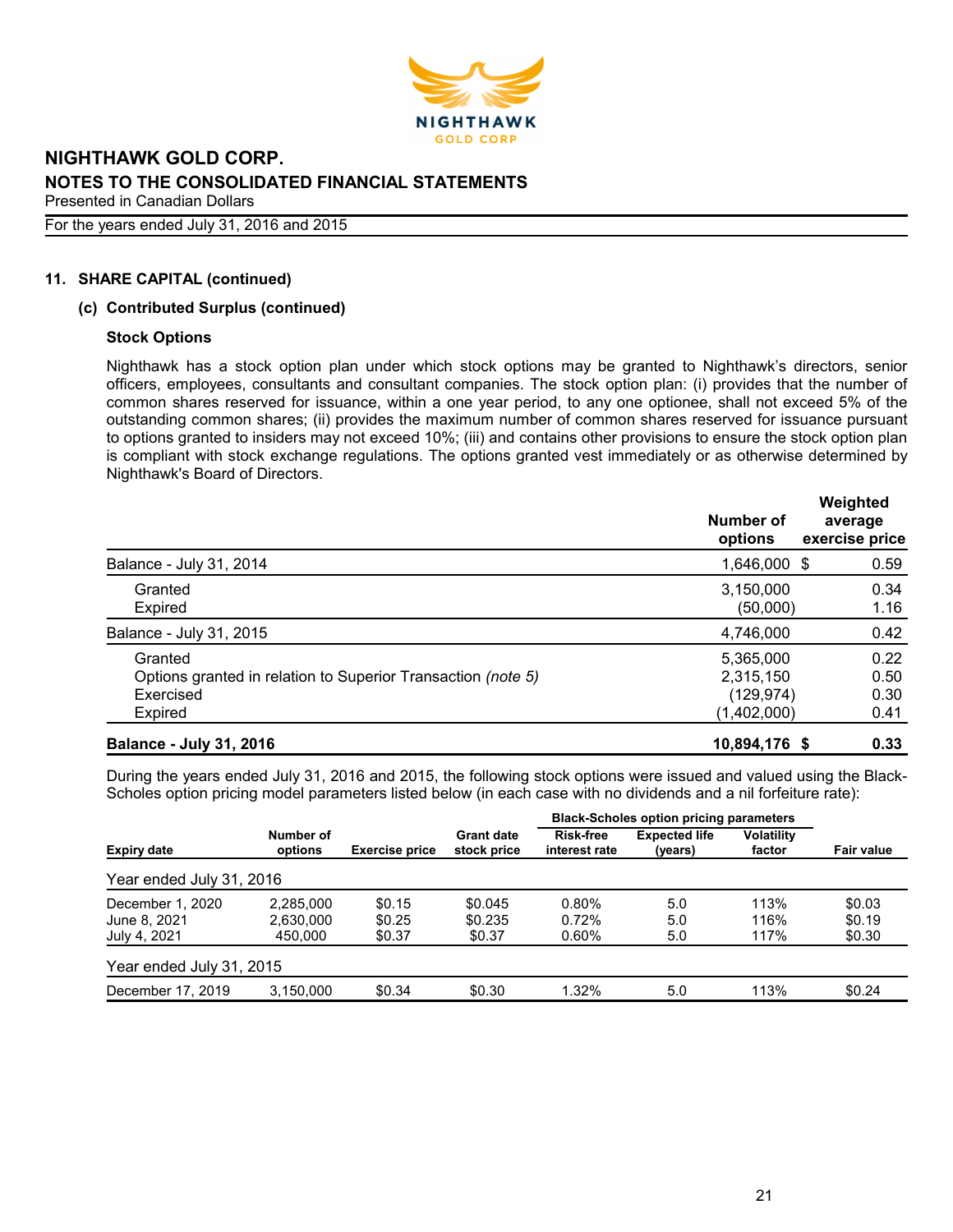## 11. SHARE CAPITAL (continued)

### (c) Contributed Surplus (continued)

**Stock Options**

Nighthawk has a stock option plan under which stock options may be granted to Nighthawk's directors, senior officers, employees, consultants and consultant companies. The stock option plan: (i) provides that the number of common shares reserved for issuance, within a one year period, to any one optionee, shall not exceed 5% of the outstanding common shares; (ii) provides the maximum number of common shares reserved for issuance pursuant to options granted to insiders may not exceed 10%; (iii) and contains other provisions to ensure the stock option plan is compliant with stock exchange regulations. The options granted vest immediately or as otherwise determined by Nighthawk's Board of Directors.

| | Number of options | Weighted average exercise price |
|---|---|---|
| Balance - July 31, 2014 | 1,646,000 | $ 0.59 |
| Granted | 3,150,000 | 0.34 |
| Expired | (50,000) | 1.16 |
| Balance - July 31, 2015 | 4,746,000 | 0.42 |
| Granted | 5,365,000 | 0.22 |
| Options granted in relation to Superior Transaction *(note 5)* | 2,315,150 | 0.50 |
| Exercised | (129,974) | 0.30 |
| Expired | (1,402,000) | 0.41 |
| **Balance - July 31, 2016** | **10,894,176** | **$ 0.33** |

During the years ended July 31, 2016 and 2015, the following stock options were issued and valued using the Black-Scholes option pricing model parameters listed below (in each case with no dividends and a nil forfeiture rate):

| | | | | Black-Scholes option pricing parameters | | | |
|---|---|---|---|---|---|---|---|
| **Expiry date** | **Number of options** | **Exercise price** | **Grant date stock price** | **Risk-free interest rate** | **Expected life (years)** | **Volatility factor** | **Fair value** |
| Year ended July 31, 2016 | | | | | | | |
| December 1, 2020 | 2,285,000 | $0.15 | $0.045 | 0.80% | 5.0 | 113% | $0.03 |
| June 8, 2021 | 2,630,000 | $0.25 | $0.235 | 0.72% | 5.0 | 116% | $0.19 |
| July 4, 2021 | 450,000 | $0.37 | $0.37 | 0.60% | 5.0 | 117% | $0.30 |
| Year ended July 31, 2015 | | | | | | | |
| December 17, 2019 | 3,150,000 | $0.34 | $0.30 | 1.32% | 5.0 | 113% | $0.24 |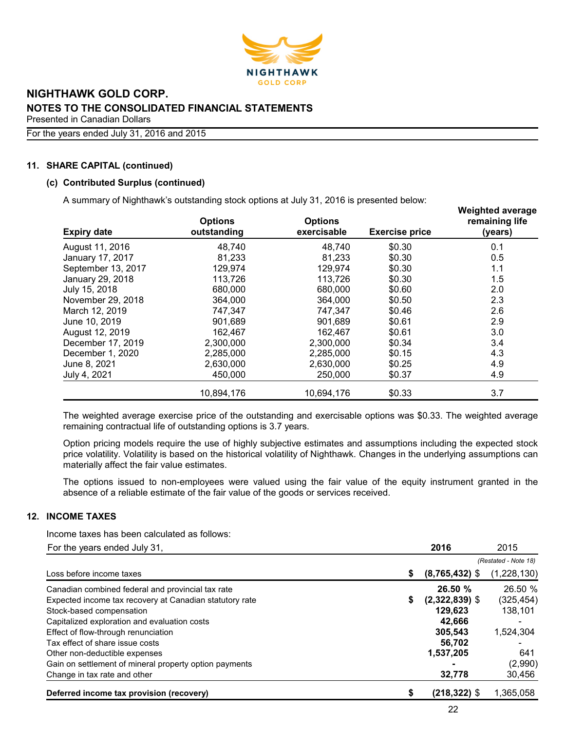# NIGHTHAWK GOLD CORP.

## NOTES TO THE CONSOLIDATED FINANCIAL STATEMENTS

Presented in Canadian Dollars

For the years ended July 31, 2016 and 2015

### 11. SHARE CAPITAL (continued)

#### (c) Contributed Surplus (continued)

A summary of Nighthawk's outstanding stock options at July 31, 2016 is presented below:

| Expiry date | Options outstanding | Options exercisable | Exercise price | Weighted average remaining life (years) |
|---|---|---|---|---|
| August 11, 2016 | 48,740 | 48,740 | $0.30 | 0.1 |
| January 17, 2017 | 81,233 | 81,233 | $0.30 | 0.5 |
| September 13, 2017 | 129,974 | 129,974 | $0.30 | 1.1 |
| January 29, 2018 | 113,726 | 113,726 | $0.30 | 1.5 |
| July 15, 2018 | 680,000 | 680,000 | $0.60 | 2.0 |
| November 29, 2018 | 364,000 | 364,000 | $0.50 | 2.3 |
| March 12, 2019 | 747,347 | 747,347 | $0.46 | 2.6 |
| June 10, 2019 | 901,689 | 901,689 | $0.61 | 2.9 |
| August 12, 2019 | 162,467 | 162,467 | $0.61 | 3.0 |
| December 17, 2019 | 2,300,000 | 2,300,000 | $0.34 | 3.4 |
| December 1, 2020 | 2,285,000 | 2,285,000 | $0.15 | 4.3 |
| June 8, 2021 | 2,630,000 | 2,630,000 | $0.25 | 4.9 |
| July 4, 2021 | 450,000 | 250,000 | $0.37 | 4.9 |
| | 10,894,176 | 10,694,176 | $0.33 | 3.7 |

The weighted average exercise price of the outstanding and exercisable options was $0.33. The weighted average remaining contractual life of outstanding options is 3.7 years.

Option pricing models require the use of highly subjective estimates and assumptions including the expected stock price volatility. Volatility is based on the historical volatility of Nighthawk. Changes in the underlying assumptions can materially affect the fair value estimates.

The options issued to non-employees were valued using the fair value of the equity instrument granted in the absence of a reliable estimate of the fair value of the goods or services received.

### 12. INCOME TAXES

Income taxes has been calculated as follows:

| For the years ended July 31, | 2016 | 2015 |
|---|---|---|
| | | *(Restated - Note 18)* |
| Loss before income taxes | **$ (8,765,432)** | $ (1,228,130) |
| Canadian combined federal and provincial tax rate | **26.50 %** | 26.50 % |
| Expected income tax recovery at Canadian statutory rate | **$ (2,322,839)** | $ (325,454) |
| Stock-based compensation | **129,623** | 138,101 |
| Capitalized exploration and evaluation costs | **42,666** | - |
| Effect of flow-through renunciation | **305,543** | 1,524,304 |
| Tax effect of share issue costs | **56,702** | - |
| Other non-deductible expenses | **1,537,205** | 641 |
| Gain on settlement of mineral property option payments | **-** | (2,990) |
| Change in tax rate and other | **32,778** | 30,456 |
| **Deferred income tax provision (recovery)** | **$ (218,322)** | $ 1,365,058 |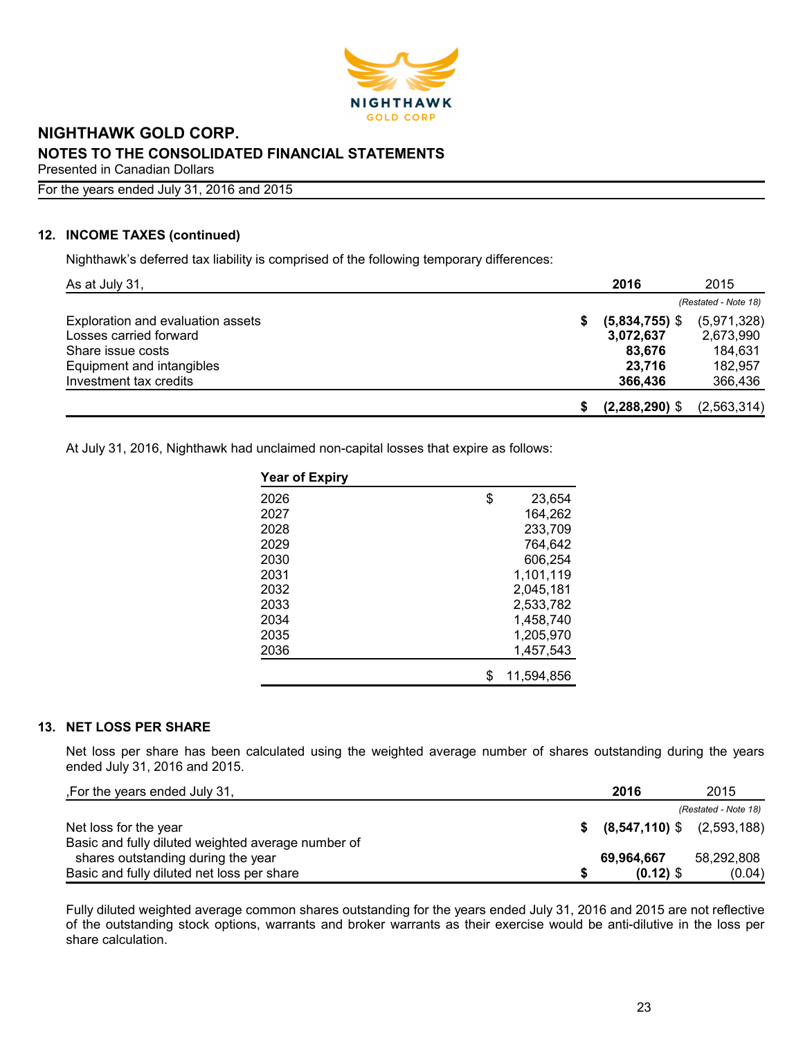## 12. INCOME TAXES (continued)

Nighthawk's deferred tax liability is comprised of the following temporary differences:

| As at July 31, | 2016 | 2015 |
|---|---|---|
| | | *(Restated - Note 18)* |
| Exploration and evaluation assets | **$ (5,834,755)** | $ (5,971,328) |
| Losses carried forward | **3,072,637** | 2,673,990 |
| Share issue costs | **83,676** | 184,631 |
| Equipment and intangibles | **23,716** | 182,957 |
| Investment tax credits | **366,436** | 366,436 |
| | **$ (2,288,290)** | $ (2,563,314) |

At July 31, 2016, Nighthawk had unclaimed non-capital losses that expire as follows:

| Year of Expiry | |
|---|---|
| 2026 | $ 23,654 |
| 2027 | 164,262 |
| 2028 | 233,709 |
| 2029 | 764,642 |
| 2030 | 606,254 |
| 2031 | 1,101,119 |
| 2032 | 2,045,181 |
| 2033 | 2,533,782 |
| 2034 | 1,458,740 |
| 2035 | 1,205,970 |
| 2036 | 1,457,543 |
| | $ 11,594,856 |

## 13. NET LOSS PER SHARE

Net loss per share has been calculated using the weighted average number of shares outstanding during the years ended July 31, 2016 and 2015.

| ,For the years ended July 31, | 2016 | 2015 |
|---|---|---|
| | | *(Restated - Note 18)* |
| Net loss for the year | **$ (8,547,110)** | $ (2,593,188) |
| Basic and fully diluted weighted average number of shares outstanding during the year | **69,964,667** | 58,292,808 |
| Basic and fully diluted net loss per share | **$ (0.12)** | $ (0.04) |

Fully diluted weighted average common shares outstanding for the years ended July 31, 2016 and 2015 are not reflective of the outstanding stock options, warrants and broker warrants as their exercise would be anti-dilutive in the loss per share calculation.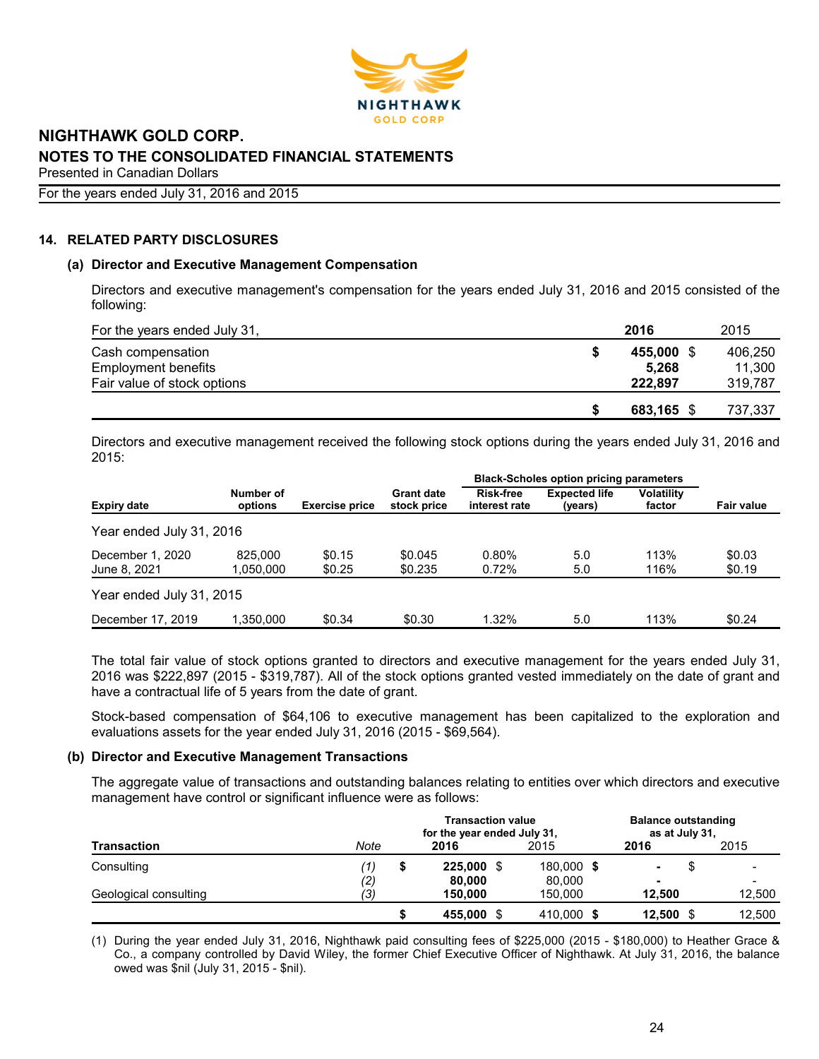# NIGHTHAWK GOLD CORP.

## NOTES TO THE CONSOLIDATED FINANCIAL STATEMENTS

Presented in Canadian Dollars

For the years ended July 31, 2016 and 2015

### 14. RELATED PARTY DISCLOSURES

#### (a) Director and Executive Management Compensation

Directors and executive management's compensation for the years ended July 31, 2016 and 2015 consisted of the following:

| For the years ended July 31, | 2016 | 2015 |
|---|---|---|
| Cash compensation | $ 455,000 | $ 406,250 |
| Employment benefits | 5,268 | 11,300 |
| Fair value of stock options | 222,897 | 319,787 |
| | $ 683,165 | $ 737,337 |

Directors and executive management received the following stock options during the years ended July 31, 2016 and 2015:

| | | | | Black-Scholes option pricing parameters | | | |
|---|---|---|---|---|---|---|---|
| Expiry date | Number of options | Exercise price | Grant date stock price | Risk-free interest rate | Expected life (years) | Volatility factor | Fair value |
| Year ended July 31, 2016 | | | | | | | |
| December 1, 2020 | 825,000 | $0.15 | $0.045 | 0.80% | 5.0 | 113% | $0.03 |
| June 8, 2021 | 1,050,000 | $0.25 | $0.235 | 0.72% | 5.0 | 116% | $0.19 |
| Year ended July 31, 2015 | | | | | | | |
| December 17, 2019 | 1,350,000 | $0.34 | $0.30 | 1.32% | 5.0 | 113% | $0.24 |

The total fair value of stock options granted to directors and executive management for the years ended July 31, 2016 was $222,897 (2015 - $319,787). All of the stock options granted vested immediately on the date of grant and have a contractual life of 5 years from the date of grant.

Stock-based compensation of $64,106 to executive management has been capitalized to the exploration and evaluations assets for the year ended July 31, 2016 (2015 - $69,564).

#### (b) Director and Executive Management Transactions

The aggregate value of transactions and outstanding balances relating to entities over which directors and executive management have control or significant influence were as follows:

| | | Transaction value for the year ended July 31, | | Balance outstanding as at July 31, | |
|---|---|---|---|---|---|
| Transaction | Note | 2016 | 2015 | 2016 | 2015 |
| Consulting | (1) | $ 225,000 | $ 180,000 | $ - | $ - |
| | (2) | 80,000 | 80,000 | - | - |
| Geological consulting | (3) | 150,000 | 150,000 | 12,500 | 12,500 |
| | | $ 455,000 | $ 410,000 | $ 12,500 | $ 12,500 |

(1) During the year ended July 31, 2016, Nighthawk paid consulting fees of $225,000 (2015 - $180,000) to Heather Grace & Co., a company controlled by David Wiley, the former Chief Executive Officer of Nighthawk. At July 31, 2016, the balance owed was $nil (July 31, 2015 - $nil).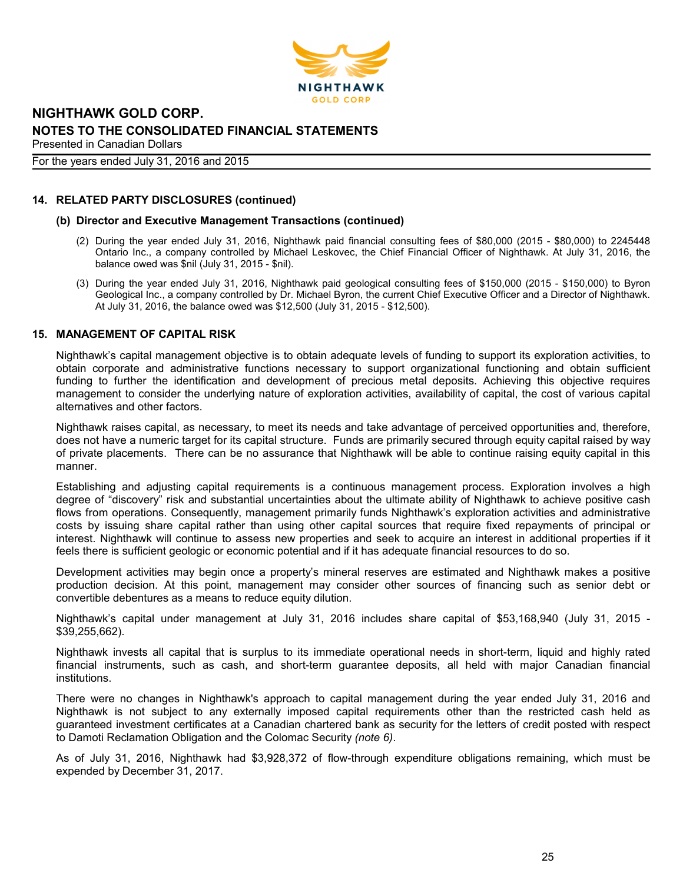# NIGHTHAWK GOLD CORP.

## NOTES TO THE CONSOLIDATED FINANCIAL STATEMENTS

Presented in Canadian Dollars

For the years ended July 31, 2016 and 2015

### 14. RELATED PARTY DISCLOSURES (continued)

#### (b) Director and Executive Management Transactions (continued)

(2) During the year ended July 31, 2016, Nighthawk paid financial consulting fees of $80,000 (2015 - $80,000) to 2245448 Ontario Inc., a company controlled by Michael Leskovec, the Chief Financial Officer of Nighthawk. At July 31, 2016, the balance owed was $nil (July 31, 2015 - $nil).

(3) During the year ended July 31, 2016, Nighthawk paid geological consulting fees of $150,000 (2015 - $150,000) to Byron Geological Inc., a company controlled by Dr. Michael Byron, the current Chief Executive Officer and a Director of Nighthawk. At July 31, 2016, the balance owed was $12,500 (July 31, 2015 - $12,500).

### 15. MANAGEMENT OF CAPITAL RISK

Nighthawk's capital management objective is to obtain adequate levels of funding to support its exploration activities, to obtain corporate and administrative functions necessary to support organizational functioning and obtain sufficient funding to further the identification and development of precious metal deposits. Achieving this objective requires management to consider the underlying nature of exploration activities, availability of capital, the cost of various capital alternatives and other factors.

Nighthawk raises capital, as necessary, to meet its needs and take advantage of perceived opportunities and, therefore, does not have a numeric target for its capital structure. Funds are primarily secured through equity capital raised by way of private placements. There can be no assurance that Nighthawk will be able to continue raising equity capital in this manner.

Establishing and adjusting capital requirements is a continuous management process. Exploration involves a high degree of "discovery" risk and substantial uncertainties about the ultimate ability of Nighthawk to achieve positive cash flows from operations. Consequently, management primarily funds Nighthawk's exploration activities and administrative costs by issuing share capital rather than using other capital sources that require fixed repayments of principal or interest. Nighthawk will continue to assess new properties and seek to acquire an interest in additional properties if it feels there is sufficient geologic or economic potential and if it has adequate financial resources to do so.

Development activities may begin once a property's mineral reserves are estimated and Nighthawk makes a positive production decision. At this point, management may consider other sources of financing such as senior debt or convertible debentures as a means to reduce equity dilution.

Nighthawk's capital under management at July 31, 2016 includes share capital of $53,168,940 (July 31, 2015 - $39,255,662).

Nighthawk invests all capital that is surplus to its immediate operational needs in short-term, liquid and highly rated financial instruments, such as cash, and short-term guarantee deposits, all held with major Canadian financial institutions.

There were no changes in Nighthawk's approach to capital management during the year ended July 31, 2016 and Nighthawk is not subject to any externally imposed capital requirements other than the restricted cash held as guaranteed investment certificates at a Canadian chartered bank as security for the letters of credit posted with respect to Damoti Reclamation Obligation and the Colomac Security *(note 6)*.

As of July 31, 2016, Nighthawk had $3,928,372 of flow-through expenditure obligations remaining, which must be expended by December 31, 2017.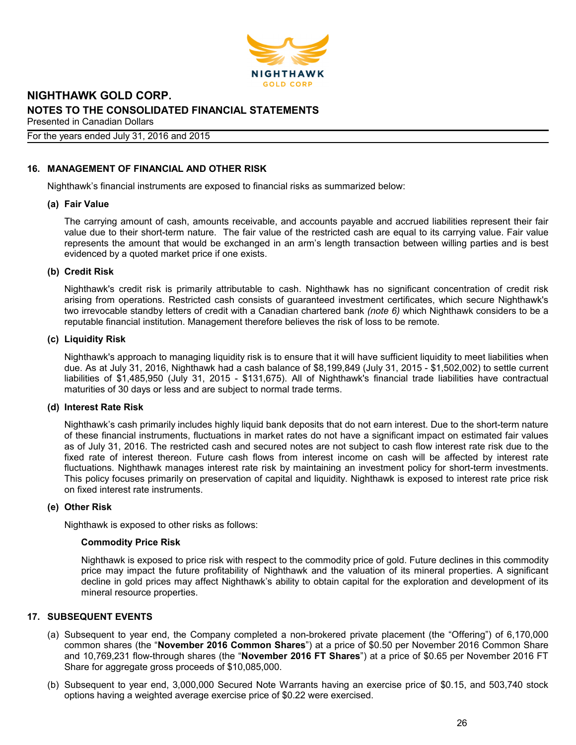## 16. MANAGEMENT OF FINANCIAL AND OTHER RISK

Nighthawk's financial instruments are exposed to financial risks as summarized below:

### (a) Fair Value

The carrying amount of cash, amounts receivable, and accounts payable and accrued liabilities represent their fair value due to their short-term nature. The fair value of the restricted cash are equal to its carrying value. Fair value represents the amount that would be exchanged in an arm's length transaction between willing parties and is best evidenced by a quoted market price if one exists.

### (b) Credit Risk

Nighthawk's credit risk is primarily attributable to cash. Nighthawk has no significant concentration of credit risk arising from operations. Restricted cash consists of guaranteed investment certificates, which secure Nighthawk's two irrevocable standby letters of credit with a Canadian chartered bank *(note 6)* which Nighthawk considers to be a reputable financial institution. Management therefore believes the risk of loss to be remote.

### (c) Liquidity Risk

Nighthawk's approach to managing liquidity risk is to ensure that it will have sufficient liquidity to meet liabilities when due. As at July 31, 2016, Nighthawk had a cash balance of $8,199,849 (July 31, 2015 - $1,502,002) to settle current liabilities of $1,485,950 (July 31, 2015 - $131,675). All of Nighthawk's financial trade liabilities have contractual maturities of 30 days or less and are subject to normal trade terms.

### (d) Interest Rate Risk

Nighthawk's cash primarily includes highly liquid bank deposits that do not earn interest. Due to the short-term nature of these financial instruments, fluctuations in market rates do not have a significant impact on estimated fair values as of July 31, 2016. The restricted cash and secured notes are not subject to cash flow interest rate risk due to the fixed rate of interest thereon. Future cash flows from interest income on cash will be affected by interest rate fluctuations. Nighthawk manages interest rate risk by maintaining an investment policy for short-term investments. This policy focuses primarily on preservation of capital and liquidity. Nighthawk is exposed to interest rate price risk on fixed interest rate instruments.

### (e) Other Risk

Nighthawk is exposed to other risks as follows:

**Commodity Price Risk**

Nighthawk is exposed to price risk with respect to the commodity price of gold. Future declines in this commodity price may impact the future profitability of Nighthawk and the valuation of its mineral properties. A significant decline in gold prices may affect Nighthawk's ability to obtain capital for the exploration and development of its mineral resource properties.

## 17. SUBSEQUENT EVENTS

(a) Subsequent to year end, the Company completed a non-brokered private placement (the "Offering") of 6,170,000 common shares (the "**November 2016 Common Shares**") at a price of $0.50 per November 2016 Common Share and 10,769,231 flow-through shares (the "**November 2016 FT Shares**") at a price of $0.65 per November 2016 FT Share for aggregate gross proceeds of $10,085,000.

(b) Subsequent to year end, 3,000,000 Secured Note Warrants having an exercise price of $0.15, and 503,740 stock options having a weighted average exercise price of $0.22 were exercised.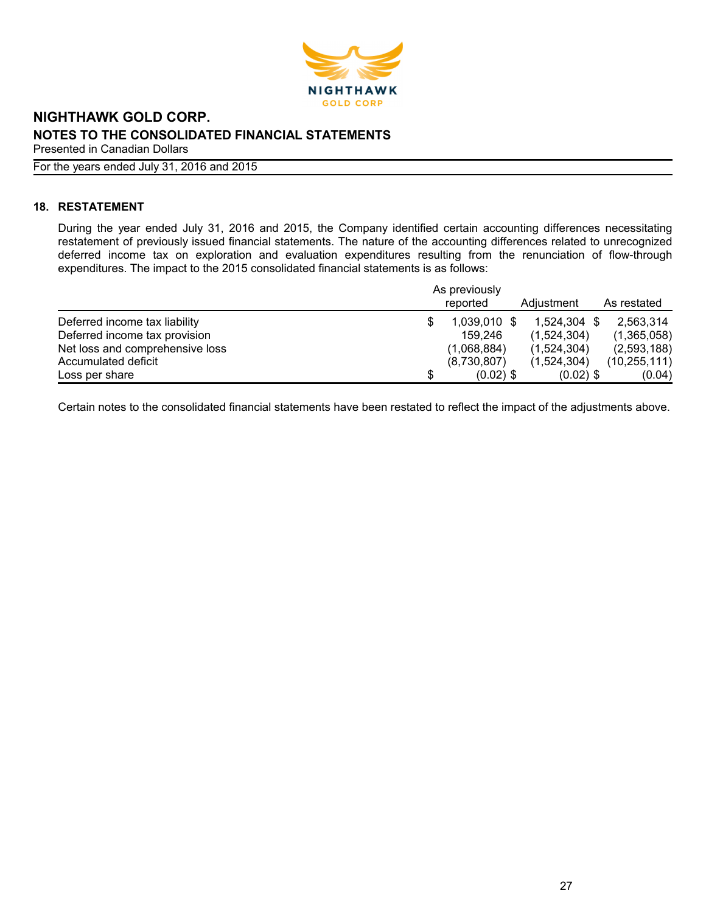# NIGHTHAWK GOLD CORP.

## NOTES TO THE CONSOLIDATED FINANCIAL STATEMENTS

Presented in Canadian Dollars

For the years ended July 31, 2016 and 2015

### 18. RESTATEMENT

During the year ended July 31, 2016 and 2015, the Company identified certain accounting differences necessitating restatement of previously issued financial statements. The nature of the accounting differences related to unrecognized deferred income tax on exploration and evaluation expenditures resulting from the renunciation of flow-through expenditures. The impact to the 2015 consolidated financial statements is as follows:

| | As previously reported | Adjustment | As restated |
|---|---|---|---|
| Deferred income tax liability | $ 1,039,010 | $ 1,524,304 | $ 2,563,314 |
| Deferred income tax provision | 159,246 | (1,524,304) | (1,365,058) |
| Net loss and comprehensive loss | (1,068,884) | (1,524,304) | (2,593,188) |
| Accumulated deficit | (8,730,807) | (1,524,304) | (10,255,111) |
| Loss per share | $ (0.02) | $ (0.02) | $ (0.04) |

Certain notes to the consolidated financial statements have been restated to reflect the impact of the adjustments above.